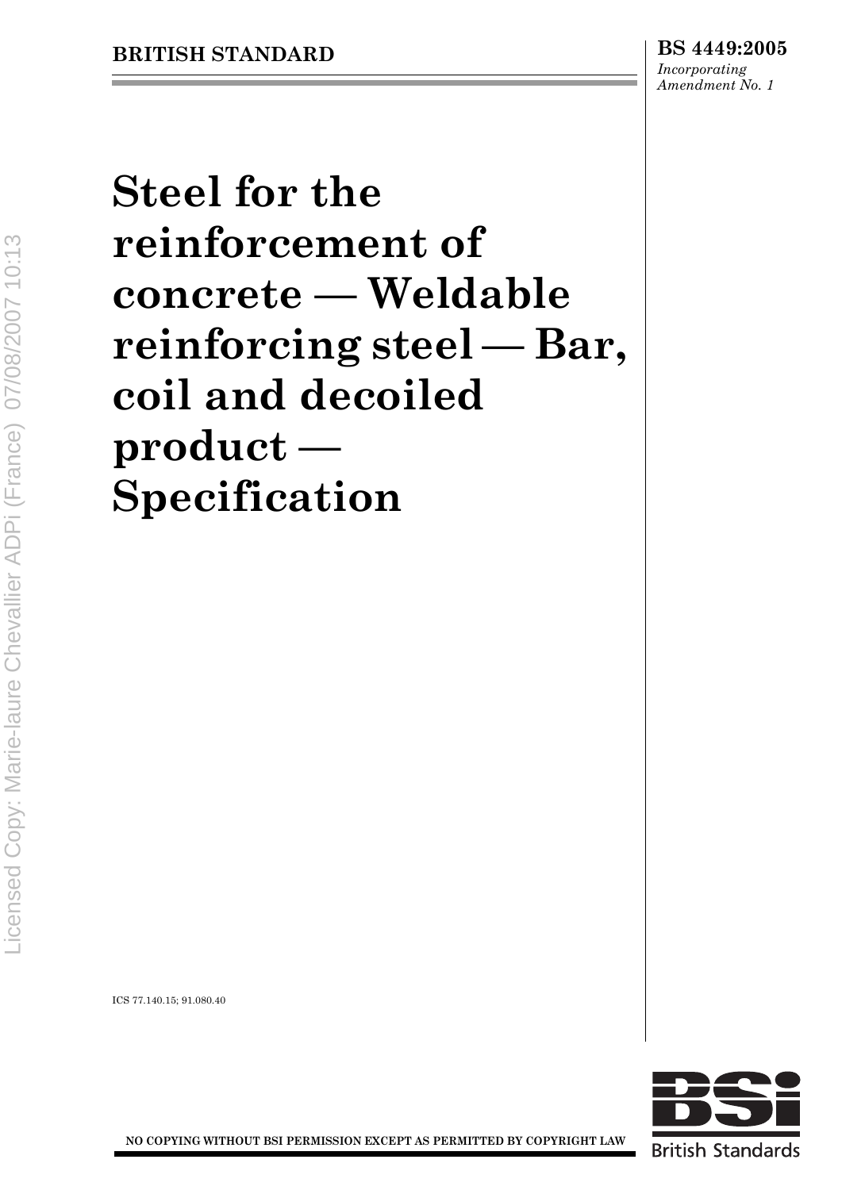**BRITISH STANDARD**

**BS 4449:2005**
*Incorporating Amendment No. 1*

# Steel for the reinforcement of concrete — Weldable reinforcing steel — Bar, coil and decoiled product — Specification

ICS 77.140.15; 91.080.40

**NO COPYING WITHOUT BSI PERMISSION EXCEPT AS PERMITTED BY COPYRIGHT LAW**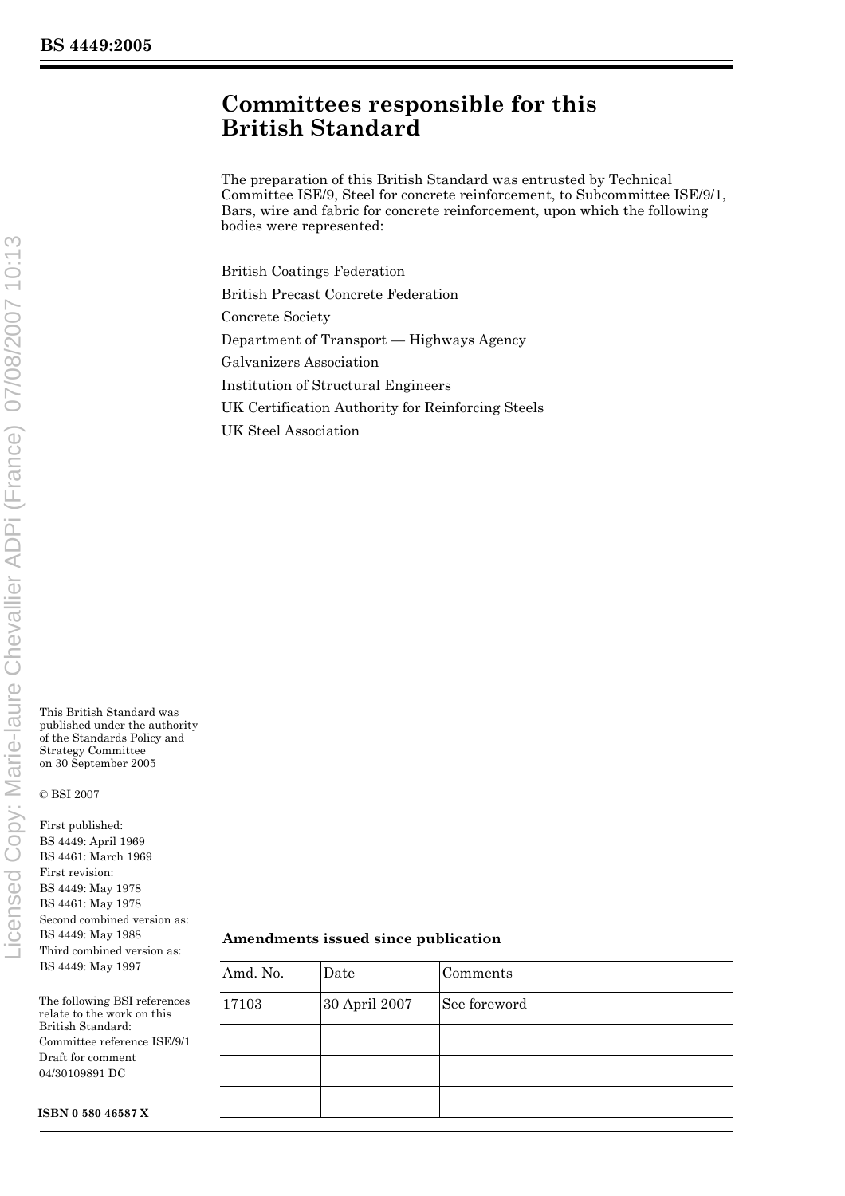# Committees responsible for this British Standard

The preparation of this British Standard was entrusted by Technical Committee ISE/9, Steel for concrete reinforcement, to Subcommittee ISE/9/1, Bars, wire and fabric for concrete reinforcement, upon which the following bodies were represented:

British Coatings Federation

British Precast Concrete Federation

Concrete Society

Department of Transport — Highways Agency

Galvanizers Association

Institution of Structural Engineers

UK Certification Authority for Reinforcing Steels

UK Steel Association

This British Standard was published under the authority of the Standards Policy and Strategy Committee on 30 September 2005

© BSI 2007

First published:
BS 4449: April 1969
BS 4461: March 1969
First revision:
BS 4449: May 1978
BS 4461: May 1978
Second combined version as:
BS 4449: May 1988
Third combined version as:
BS 4449: May 1997

The following BSI references relate to the work on this British Standard:
Committee reference ISE/9/1
Draft for comment 04/30109891 DC

**ISBN 0 580 46587 X**

**Amendments issued since publication**

| Amd. No. | Date | Comments |
|---|---|---|
| 17103 | 30 April 2007 | See foreword |
| | | |
| | | |
| | | |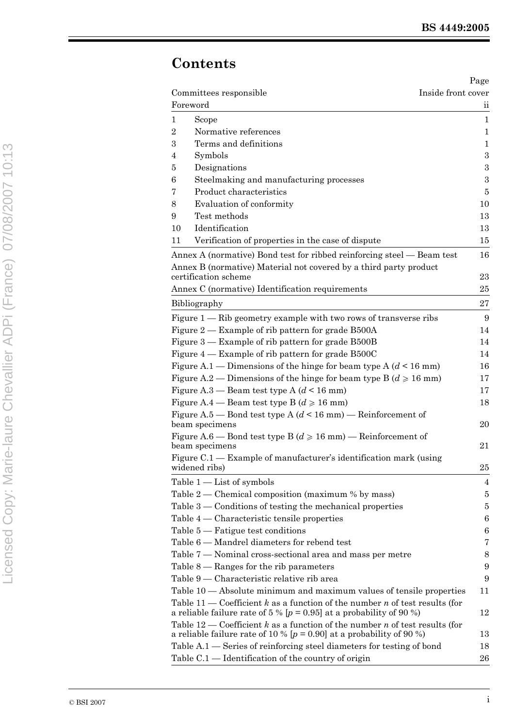# Contents

| | | Page |
|---|---|---|
| Committees responsible | | Inside front cover |
| Foreword | | ii |
| 1 | Scope | 1 |
| 2 | Normative references | 1 |
| 3 | Terms and definitions | 1 |
| 4 | Symbols | 3 |
| 5 | Designations | 3 |
| 6 | Steelmaking and manufacturing processes | 3 |
| 7 | Product characteristics | 5 |
| 8 | Evaluation of conformity | 10 |
| 9 | Test methods | 13 |
| 10 | Identification | 13 |
| 11 | Verification of properties in the case of dispute | 15 |
| Annex A (normative) Bond test for ribbed reinforcing steel — Beam test | | 16 |
| Annex B (normative) Material not covered by a third party product certification scheme | | 23 |
| Annex C (normative) Identification requirements | | 25 |
| Bibliography | | 27 |
| Figure 1 — Rib geometry example with two rows of transverse ribs | | 9 |
| Figure 2 — Example of rib pattern for grade B500A | | 14 |
| Figure 3 — Example of rib pattern for grade B500B | | 14 |
| Figure 4 — Example of rib pattern for grade B500C | | 14 |
| Figure A.1 — Dimensions of the hinge for beam type A ($d < 16$ mm) | | 16 |
| Figure A.2 — Dimensions of the hinge for beam type B ($d \geqslant 16$ mm) | | 17 |
| Figure A.3 — Beam test type A ($d < 16$ mm) | | 17 |
| Figure A.4 — Beam test type B ($d \geqslant 16$ mm) | | 18 |
| Figure A.5 — Bond test type A ($d < 16$ mm) — Reinforcement of beam specimens | | 20 |
| Figure A.6 — Bond test type B ($d \geqslant 16$ mm) — Reinforcement of beam specimens | | 21 |
| Figure C.1 — Example of manufacturer's identification mark (using widened ribs) | | 25 |
| Table 1 — List of symbols | | 4 |
| Table 2 — Chemical composition (maximum % by mass) | | 5 |
| Table 3 — Conditions of testing the mechanical properties | | 5 |
| Table 4 — Characteristic tensile properties | | 6 |
| Table 5 — Fatigue test conditions | | 6 |
| Table 6 — Mandrel diameters for rebend test | | 7 |
| Table 7 — Nominal cross-sectional area and mass per metre | | 8 |
| Table 8 — Ranges for the rib parameters | | 9 |
| Table 9 — Characteristic relative rib area | | 9 |
| Table 10 — Absolute minimum and maximum values of tensile properties | | 11 |
| Table 11 — Coefficient $k$ as a function of the number $n$ of test results (for a reliable failure rate of 5 % [$p = 0.95$] at a probability of 90 %) | | 12 |
| Table 12 — Coefficient $k$ as a function of the number $n$ of test results (for a reliable failure rate of 10 % [$p = 0.90$] at a probability of 90 %) | | 13 |
| Table A.1 — Series of reinforcing steel diameters for testing of bond | | 18 |
| Table C.1 — Identification of the country of origin | | 26 |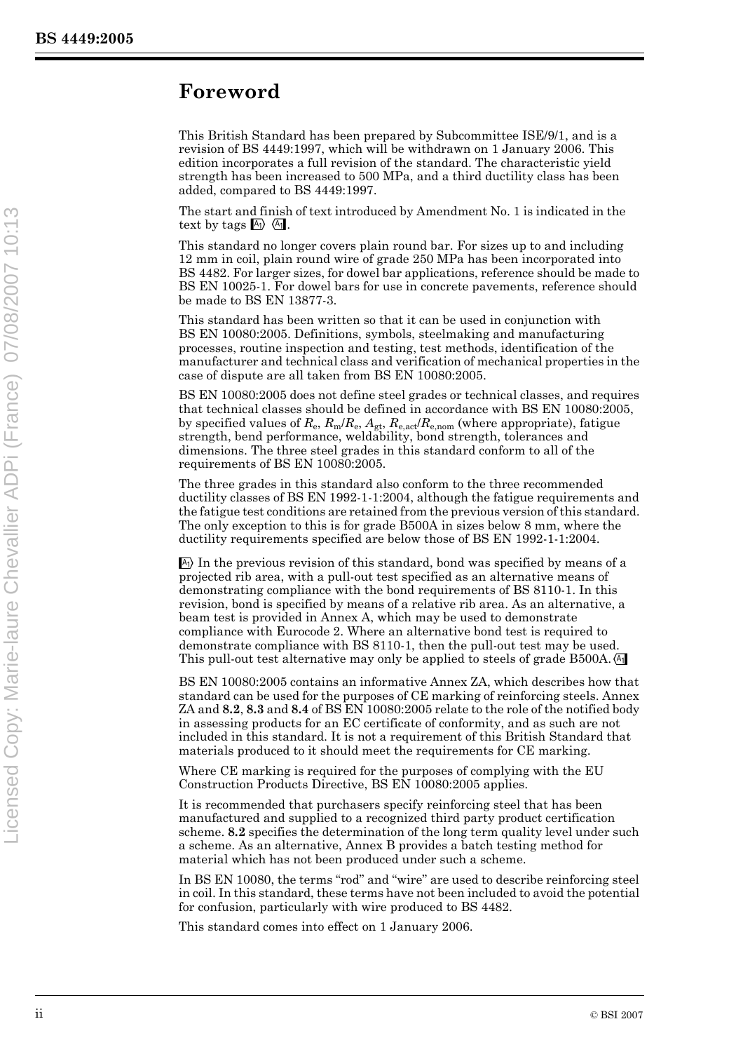# Foreword

This British Standard has been prepared by Subcommittee ISE/9/1, and is a revision of BS 4449:1997, which will be withdrawn on 1 January 2006. This edition incorporates a full revision of the standard. The characteristic yield strength has been increased to 500 MPa, and a third ductility class has been added, compared to BS 4449:1997.

The start and finish of text introduced by Amendment No. 1 is indicated in the text by tags [A1] [/A1].

This standard no longer covers plain round bar. For sizes up to and including 12 mm in coil, plain round wire of grade 250 MPa has been incorporated into BS 4482. For larger sizes, for dowel bar applications, reference should be made to BS EN 10025-1. For dowel bars for use in concrete pavements, reference should be made to BS EN 13877-3.

This standard has been written so that it can be used in conjunction with BS EN 10080:2005. Definitions, symbols, steelmaking and manufacturing processes, routine inspection and testing, test methods, identification of the manufacturer and technical class and verification of mechanical properties in the case of dispute are all taken from BS EN 10080:2005.

BS EN 10080:2005 does not define steel grades or technical classes, and requires that technical classes should be defined in accordance with BS EN 10080:2005, by specified values of $R_e$, $R_m/R_e$, $A_{gt}$, $R_{e,act}/R_{e,nom}$ (where appropriate), fatigue strength, bend performance, weldability, bond strength, tolerances and dimensions. The three steel grades in this standard conform to all of the requirements of BS EN 10080:2005.

The three grades in this standard also conform to the three recommended ductility classes of BS EN 1992-1-1:2004, although the fatigue requirements and the fatigue test conditions are retained from the previous version of this standard. The only exception to this is for grade B500A in sizes below 8 mm, where the ductility requirements specified are below those of BS EN 1992-1-1:2004.

[A1] In the previous revision of this standard, bond was specified by means of a projected rib area, with a pull-out test specified as an alternative means of demonstrating compliance with the bond requirements of BS 8110-1. In this revision, bond is specified by means of a relative rib area. As an alternative, a beam test is provided in Annex A, which may be used to demonstrate compliance with Eurocode 2. Where an alternative bond test is required to demonstrate compliance with BS 8110-1, then the pull-out test may be used. This pull-out test alternative may only be applied to steels of grade B500A. [/A1]

BS EN 10080:2005 contains an informative Annex ZA, which describes how that standard can be used for the purposes of CE marking of reinforcing steels. Annex ZA and **8.2**, **8.3** and **8.4** of BS EN 10080:2005 relate to the role of the notified body in assessing products for an EC certificate of conformity, and as such are not included in this standard. It is not a requirement of this British Standard that materials produced to it should meet the requirements for CE marking.

Where CE marking is required for the purposes of complying with the EU Construction Products Directive, BS EN 10080:2005 applies.

It is recommended that purchasers specify reinforcing steel that has been manufactured and supplied to a recognized third party product certification scheme. **8.2** specifies the determination of the long term quality level under such a scheme. As an alternative, Annex B provides a batch testing method for material which has not been produced under such a scheme.

In BS EN 10080, the terms "rod" and "wire" are used to describe reinforcing steel in coil. In this standard, these terms have not been included to avoid the potential for confusion, particularly with wire produced to BS 4482.

This standard comes into effect on 1 January 2006.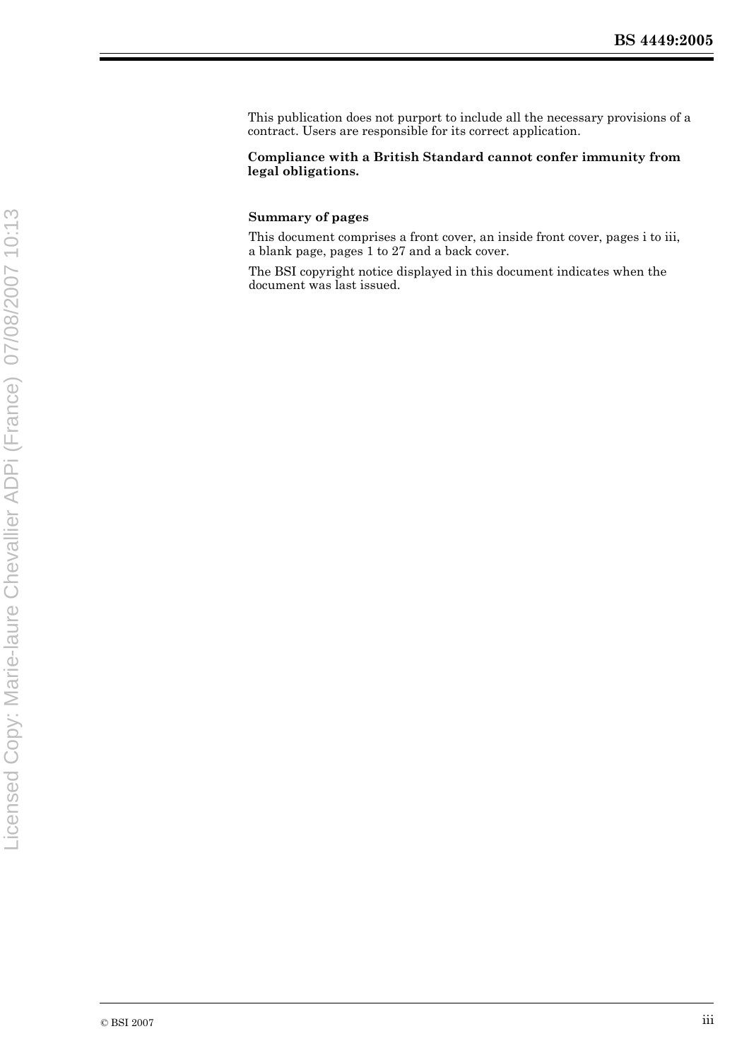This publication does not purport to include all the necessary provisions of a contract. Users are responsible for its correct application.

**Compliance with a British Standard cannot confer immunity from legal obligations.**

**Summary of pages**

This document comprises a front cover, an inside front cover, pages i to iii, a blank page, pages 1 to 27 and a back cover.

The BSI copyright notice displayed in this document indicates when the document was last issued.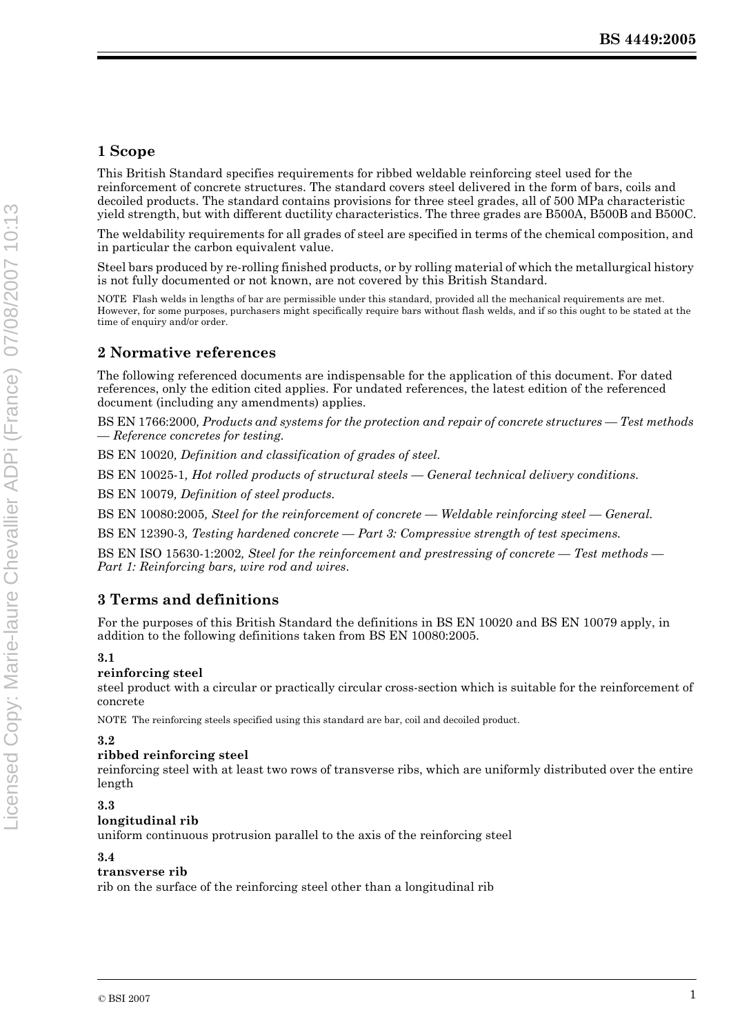## 1 Scope

This British Standard specifies requirements for ribbed weldable reinforcing steel used for the reinforcement of concrete structures. The standard covers steel delivered in the form of bars, coils and decoiled products. The standard contains provisions for three steel grades, all of 500 MPa characteristic yield strength, but with different ductility characteristics. The three grades are B500A, B500B and B500C.

The weldability requirements for all grades of steel are specified in terms of the chemical composition, and in particular the carbon equivalent value.

Steel bars produced by re-rolling finished products, or by rolling material of which the metallurgical history is not fully documented or not known, are not covered by this British Standard.

NOTE Flash welds in lengths of bar are permissible under this standard, provided all the mechanical requirements are met. However, for some purposes, purchasers might specifically require bars without flash welds, and if so this ought to be stated at the time of enquiry and/or order.

## 2 Normative references

The following referenced documents are indispensable for the application of this document. For dated references, only the edition cited applies. For undated references, the latest edition of the referenced document (including any amendments) applies.

BS EN 1766:2000*, Products and systems for the protection and repair of concrete structures — Test methods — Reference concretes for testing.*

BS EN 10020*, Definition and classification of grades of steel.*

BS EN 10025-1*, Hot rolled products of structural steels — General technical delivery conditions.*

BS EN 10079*, Definition of steel products.*

BS EN 10080:2005*, Steel for the reinforcement of concrete — Weldable reinforcing steel — General.*

BS EN 12390-3*, Testing hardened concrete — Part 3: Compressive strength of test specimens.*

BS EN ISO 15630-1:2002*, Steel for the reinforcement and prestressing of concrete — Test methods — Part 1: Reinforcing bars, wire rod and wires.*

## 3 Terms and definitions

For the purposes of this British Standard the definitions in BS EN 10020 and BS EN 10079 apply, in addition to the following definitions taken from BS EN 10080:2005.

**3.1**

**reinforcing steel**

steel product with a circular or practically circular cross-section which is suitable for the reinforcement of concrete

NOTE The reinforcing steels specified using this standard are bar, coil and decoiled product.

**3.2**

**ribbed reinforcing steel**

reinforcing steel with at least two rows of transverse ribs, which are uniformly distributed over the entire length

**3.3**

**longitudinal rib**

uniform continuous protrusion parallel to the axis of the reinforcing steel

**3.4**

**transverse rib**

rib on the surface of the reinforcing steel other than a longitudinal rib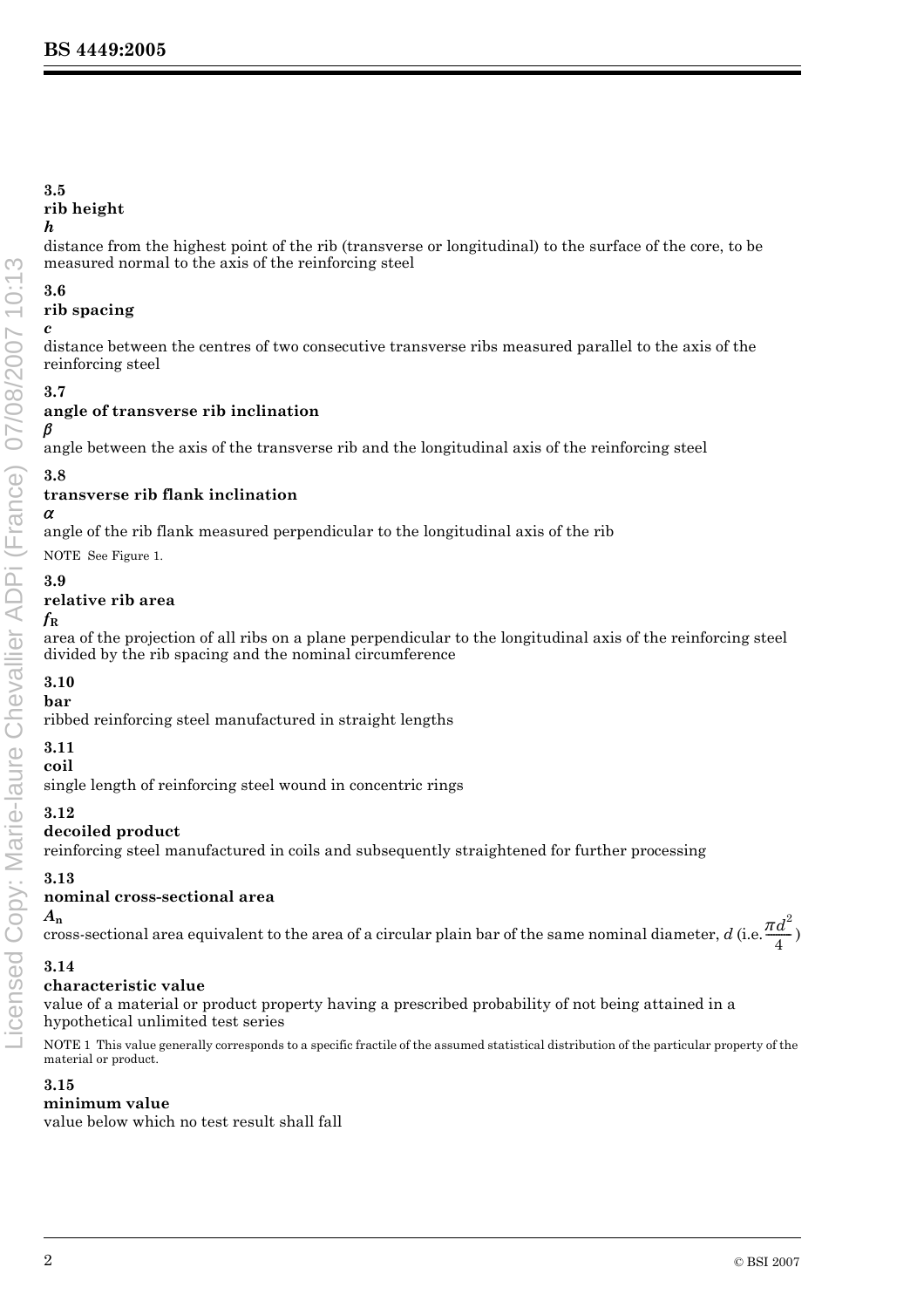**3.5**
**rib height**
$h$
distance from the highest point of the rib (transverse or longitudinal) to the surface of the core, to be measured normal to the axis of the reinforcing steel

**3.6**
**rib spacing**
$c$
distance between the centres of two consecutive transverse ribs measured parallel to the axis of the reinforcing steel

**3.7**
**angle of transverse rib inclination**
$\beta$
angle between the axis of the transverse rib and the longitudinal axis of the reinforcing steel

**3.8**
**transverse rib flank inclination**
$\alpha$
angle of the rib flank measured perpendicular to the longitudinal axis of the rib

NOTE See Figure 1.

**3.9**
**relative rib area**
$f_R$
area of the projection of all ribs on a plane perpendicular to the longitudinal axis of the reinforcing steel divided by the rib spacing and the nominal circumference

**3.10**
**bar**
ribbed reinforcing steel manufactured in straight lengths

**3.11**
**coil**
single length of reinforcing steel wound in concentric rings

**3.12**
**decoiled product**
reinforcing steel manufactured in coils and subsequently straightened for further processing

**3.13**
**nominal cross-sectional area**
$A_n$
cross-sectional area equivalent to the area of a circular plain bar of the same nominal diameter, $d$ (i.e. $\frac{\pi d^2}{4}$)

**3.14**
**characteristic value**
value of a material or product property having a prescribed probability of not being attained in a hypothetical unlimited test series

NOTE 1 This value generally corresponds to a specific fractile of the assumed statistical distribution of the particular property of the material or product.

**3.15**
**minimum value**
value below which no test result shall fall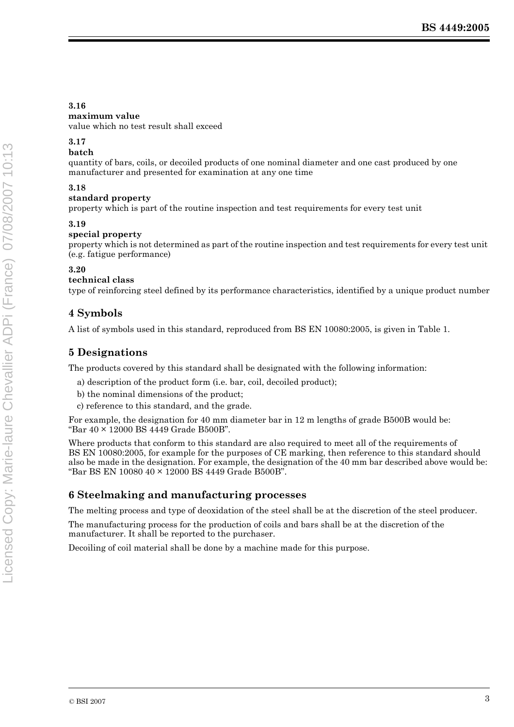**3.16**

**maximum value**

value which no test result shall exceed

**3.17**

**batch**

quantity of bars, coils, or decoiled products of one nominal diameter and one cast produced by one manufacturer and presented for examination at any one time

**3.18**

**standard property**

property which is part of the routine inspection and test requirements for every test unit

**3.19**

**special property**

property which is not determined as part of the routine inspection and test requirements for every test unit (e.g. fatigue performance)

**3.20**

**technical class**

type of reinforcing steel defined by its performance characteristics, identified by a unique product number

## 4 Symbols

A list of symbols used in this standard, reproduced from BS EN 10080:2005, is given in Table 1.

## 5 Designations

The products covered by this standard shall be designated with the following information:

a) description of the product form (i.e. bar, coil, decoiled product);

b) the nominal dimensions of the product;

c) reference to this standard, and the grade.

For example, the designation for 40 mm diameter bar in 12 m lengths of grade B500B would be: "Bar 40 × 12000 BS 4449 Grade B500B".

Where products that conform to this standard are also required to meet all of the requirements of BS EN 10080:2005, for example for the purposes of CE marking, then reference to this standard should also be made in the designation. For example, the designation of the 40 mm bar described above would be: "Bar BS EN 10080 40 × 12000 BS 4449 Grade B500B".

## 6 Steelmaking and manufacturing processes

The melting process and type of deoxidation of the steel shall be at the discretion of the steel producer.

The manufacturing process for the production of coils and bars shall be at the discretion of the manufacturer. It shall be reported to the purchaser.

Decoiling of coil material shall be done by a machine made for this purpose.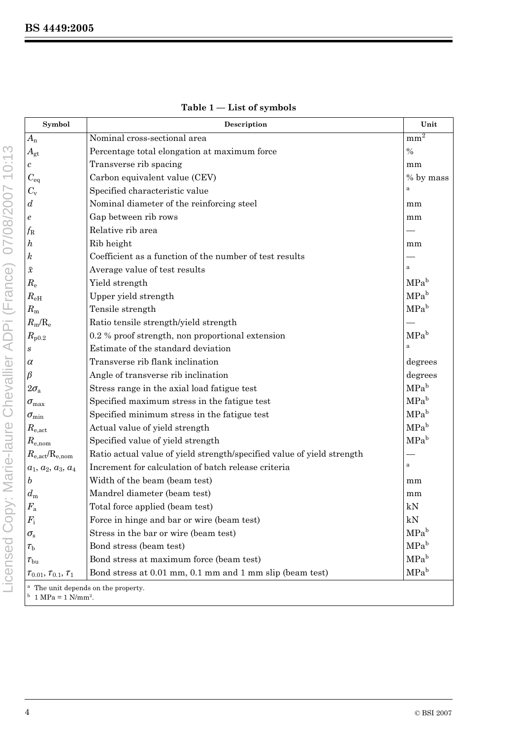**Table 1 — List of symbols**

| Symbol | Description | Unit |
|---|---|---|
| $A_n$ | Nominal cross-sectional area | $mm^2$ |
| $A_{gt}$ | Percentage total elongation at maximum force | % |
| $c$ | Transverse rib spacing | mm |
| $C_{eq}$ | Carbon equivalent value (CEV) | % by mass |
| $C_v$ | Specified characteristic value | [a] |
| $d$ | Nominal diameter of the reinforcing steel | mm |
| $e$ | Gap between rib rows | mm |
| $f_R$ | Relative rib area | — |
| $h$ | Rib height | mm |
| $k$ | Coefficient as a function of the number of test results | — |
| $\bar{x}$ | Average value of test results | [a] |
| $R_e$ | Yield strength | MPa[b] |
| $R_{eH}$ | Upper yield strength | MPa[b] |
| $R_m$ | Tensile strength | MPa[b] |
| $R_m/R_e$ | Ratio tensile strength/yield strength | — |
| $R_{p0.2}$ | 0.2 % proof strength, non proportional extension | MPa[b] |
| $s$ | Estimate of the standard deviation | [a] |
| $\alpha$ | Transverse rib flank inclination | degrees |
| $\beta$ | Angle of transverse rib inclination | degrees |
| $2\sigma_a$ | Stress range in the axial load fatigue test | MPa[b] |
| $\sigma_{max}$ | Specified maximum stress in the fatigue test | MPa[b] |
| $\sigma_{min}$ | Specified minimum stress in the fatigue test | MPa[b] |
| $R_{e,act}$ | Actual value of yield strength | MPa[b] |
| $R_{e,nom}$ | Specified value of yield strength | MPa[b] |
| $R_{e,act}/R_{e,nom}$ | Ratio actual value of yield strength/specified value of yield strength | — |
| $a_1$, $a_2$, $a_3$, $a_4$ | Increment for calculation of batch release criteria | [a] |
| $b$ | Width of the beam (beam test) | mm |
| $d_m$ | Mandrel diameter (beam test) | mm |
| $F_a$ | Total force applied (beam test) | kN |
| $F_i$ | Force in hinge and bar or wire (beam test) | kN |
| $\sigma_s$ | Stress in the bar or wire (beam test) | MPa[b] |
| $\tau_b$ | Bond stress (beam test) | MPa[b] |
| $\tau_{bu}$ | Bond stress at maximum force (beam test) | MPa[b] |
| $\tau_{0.01}$, $\tau_{0.1}$, $\tau_1$ | Bond stress at 0.01 mm, 0.1 mm and 1 mm slip (beam test) | MPa[b] |

[a] The unit depends on the property.
[b] 1 MPa = 1 $N/mm^2$.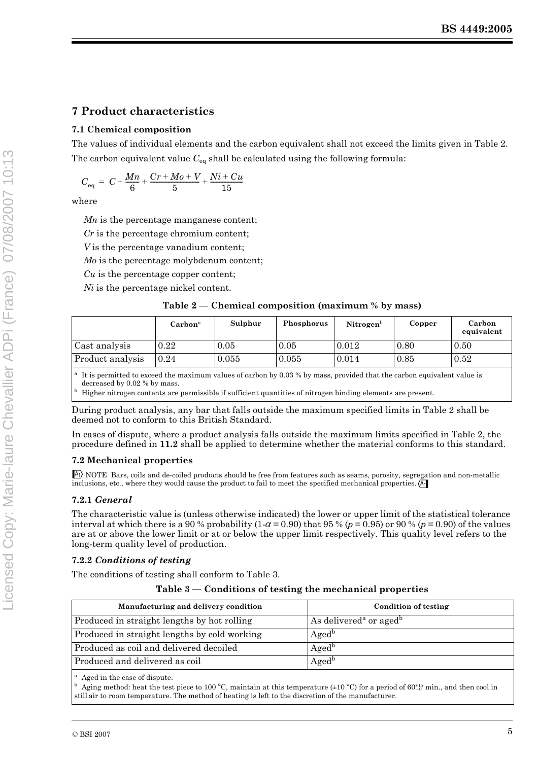## 7 Product characteristics

### 7.1 Chemical composition

The values of individual elements and the carbon equivalent shall not exceed the limits given in Table 2.

The carbon equivalent value $C_{eq}$ shall be calculated using the following formula:

$$C_{eq} = C + \frac{Mn}{6} + \frac{Cr + Mo + V}{5} + \frac{Ni + Cu}{15}$$

where

*Mn* is the percentage manganese content;

*Cr* is the percentage chromium content;

*V* is the percentage vanadium content;

*Mo* is the percentage molybdenum content;

*Cu* is the percentage copper content;

*Ni* is the percentage nickel content.

**Table 2 — Chemical composition (maximum % by mass)**

| | Carbon[a] | Sulphur | Phosphorus | Nitrogen[b] | Copper | Carbon equivalent |
|---|---|---|---|---|---|---|
| Cast analysis | 0.22 | 0.05 | 0.05 | 0.012 | 0.80 | 0.50 |
| Product analysis | 0.24 | 0.055 | 0.055 | 0.014 | 0.85 | 0.52 |

[a] It is permitted to exceed the maximum values of carbon by 0.03 % by mass, provided that the carbon equivalent value is decreased by 0.02 % by mass.

[b] Higher nitrogen contents are permissible if sufficient quantities of nitrogen binding elements are present.

During product analysis, any bar that falls outside the maximum specified limits in Table 2 shall be deemed not to conform to this British Standard.

In cases of dispute, where a product analysis falls outside the maximum limits specified in Table 2, the procedure defined in **11.2** shall be applied to determine whether the material conforms to this standard.

### 7.2 Mechanical properties

[A1] NOTE Bars, coils and de-coiled products should be free from features such as seams, porosity, segregation and non-metallic inclusions, etc., where they would cause the product to fail to meet the specified mechanical properties. [A1]

#### 7.2.1 *General*

The characteristic value is (unless otherwise indicated) the lower or upper limit of the statistical tolerance interval at which there is a 90 % probability ($1-\alpha = 0.90$) that 95 % ($p = 0.95$) or 90 % ($p = 0.90$) of the values are at or above the lower limit or at or below the upper limit respectively. This quality level refers to the long-term quality level of production.

#### 7.2.2 *Conditions of testing*

The conditions of testing shall conform to Table 3.

**Table 3 — Conditions of testing the mechanical properties**

| Manufacturing and delivery condition | Condition of testing |
|---|---|
| Produced in straight lengths by hot rolling | As delivered[a] or aged[b] |
| Produced in straight lengths by cold working | Aged[b] |
| Produced as coil and delivered decoiled | Aged[b] |
| Produced and delivered as coil | Aged[b] |

[a] Aged in the case of dispute.

[b] Aging method: heat the test piece to 100 °C, maintain at this temperature (±10 °C) for a period of $60^{+15}_{-0}$ min., and then cool in still air to room temperature. The method of heating is left to the discretion of the manufacturer.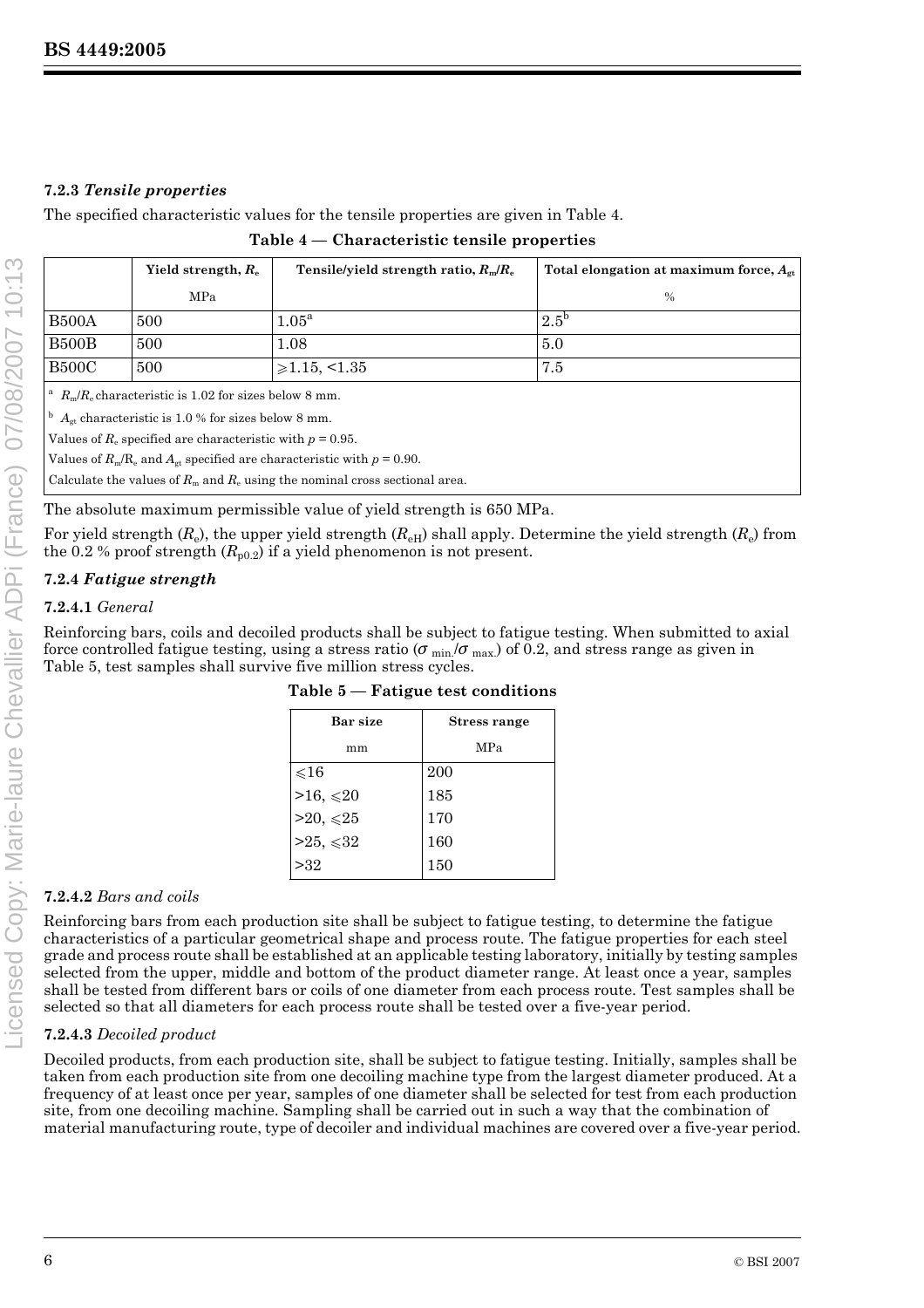### 7.2.3 *Tensile properties*

The specified characteristic values for the tensile properties are given in Table 4.

**Table 4 — Characteristic tensile properties**

| | Yield strength, $R_e$ MPa | Tensile/yield strength ratio, $R_m/R_e$ | Total elongation at maximum force, $A_{gt}$ % |
|---|---|---|---|
| B500A | 500 | 1.05[a] | 2.5[b] |
| B500B | 500 | 1.08 | 5.0 |
| B500C | 500 | ⩾1.15, <1.35 | 7.5 |

[a] $R_m/R_e$ characteristic is 1.02 for sizes below 8 mm.

[b] $A_{gt}$ characteristic is 1.0 % for sizes below 8 mm.

Values of $R_e$ specified are characteristic with $p = 0.95$.

Values of $R_m/R_e$ and $A_{gt}$ specified are characteristic with $p = 0.90$.

Calculate the values of $R_m$ and $R_e$ using the nominal cross sectional area.

The absolute maximum permissible value of yield strength is 650 MPa.

For yield strength ($R_e$), the upper yield strength ($R_{eH}$) shall apply. Determine the yield strength ($R_e$) from the 0.2 % proof strength ($R_{p0.2}$) if a yield phenomenon is not present.

### 7.2.4 *Fatigue strength*

#### 7.2.4.1 *General*

Reinforcing bars, coils and decoiled products shall be subject to fatigue testing. When submitted to axial force controlled fatigue testing, using a stress ratio ($\sigma_{min}/\sigma_{max}$) of 0.2, and stress range as given in Table 5, test samples shall survive five million stress cycles.

**Table 5 — Fatigue test conditions**

| Bar size mm | Stress range MPa |
|---|---|
| ⩽16 | 200 |
| >16, ⩽20 | 185 |
| >20, ⩽25 | 170 |
| >25, ⩽32 | 160 |
| >32 | 150 |

#### 7.2.4.2 *Bars and coils*

Reinforcing bars from each production site shall be subject to fatigue testing, to determine the fatigue characteristics of a particular geometrical shape and process route. The fatigue properties for each steel grade and process route shall be established at an applicable testing laboratory, initially by testing samples selected from the upper, middle and bottom of the product diameter range. At least once a year, samples shall be tested from different bars or coils of one diameter from each process route. Test samples shall be selected so that all diameters for each process route shall be tested over a five-year period.

#### 7.2.4.3 *Decoiled product*

Decoiled products, from each production site, shall be subject to fatigue testing. Initially, samples shall be taken from each production site from one decoiling machine type from the largest diameter produced. At a frequency of at least once per year, samples of one diameter shall be selected for test from each production site, from one decoiling machine. Sampling shall be carried out in such a way that the combination of material manufacturing route, type of decoiler and individual machines are covered over a five-year period.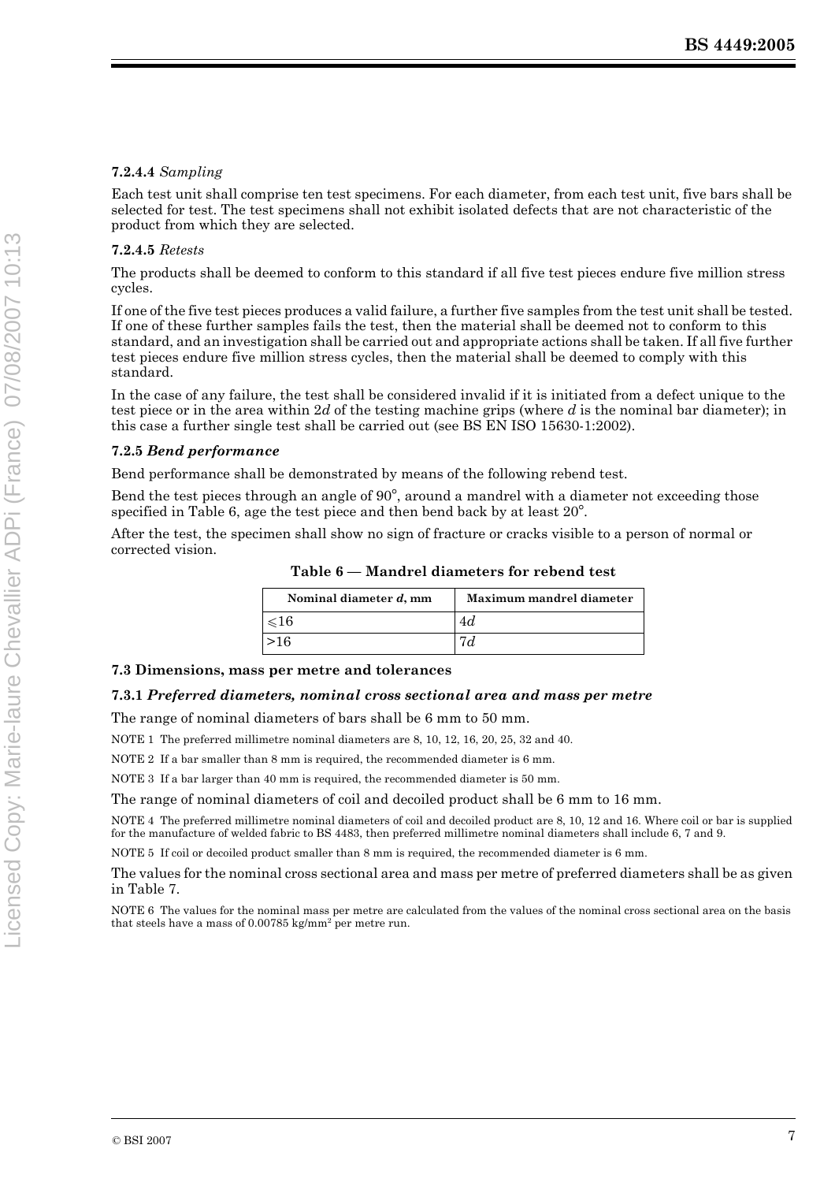**7.2.4.4** *Sampling*

Each test unit shall comprise ten test specimens. For each diameter, from each test unit, five bars shall be selected for test. The test specimens shall not exhibit isolated defects that are not characteristic of the product from which they are selected.

**7.2.4.5** *Retests*

The products shall be deemed to conform to this standard if all five test pieces endure five million stress cycles.

If one of the five test pieces produces a valid failure, a further five samples from the test unit shall be tested. If one of these further samples fails the test, then the material shall be deemed not to conform to this standard, and an investigation shall be carried out and appropriate actions shall be taken. If all five further test pieces endure five million stress cycles, then the material shall be deemed to comply with this standard.

In the case of any failure, the test shall be considered invalid if it is initiated from a defect unique to the test piece or in the area within $2d$ of the testing machine grips (where $d$ is the nominal bar diameter); in this case a further single test shall be carried out (see BS EN ISO 15630-1:2002).

#### 7.2.5 *Bend performance*

Bend performance shall be demonstrated by means of the following rebend test.

Bend the test pieces through an angle of 90°, around a mandrel with a diameter not exceeding those specified in Table 6, age the test piece and then bend back by at least 20°.

After the test, the specimen shall show no sign of fracture or cracks visible to a person of normal or corrected vision.

**Table 6 — Mandrel diameters for rebend test**

| Nominal diameter $d$, mm | Maximum mandrel diameter |
|---|---|
| $\leqslant 16$ | $4d$ |
| $>16$ | $7d$ |

### 7.3 Dimensions, mass per metre and tolerances

#### 7.3.1 *Preferred diameters, nominal cross sectional area and mass per metre*

The range of nominal diameters of bars shall be 6 mm to 50 mm.

NOTE 1 The preferred millimetre nominal diameters are 8, 10, 12, 16, 20, 25, 32 and 40.

NOTE 2 If a bar smaller than 8 mm is required, the recommended diameter is 6 mm.

NOTE 3 If a bar larger than 40 mm is required, the recommended diameter is 50 mm.

The range of nominal diameters of coil and decoiled product shall be 6 mm to 16 mm.

NOTE 4 The preferred millimetre nominal diameters of coil and decoiled product are 8, 10, 12 and 16. Where coil or bar is supplied for the manufacture of welded fabric to BS 4483, then preferred millimetre nominal diameters shall include 6, 7 and 9.

NOTE 5 If coil or decoiled product smaller than 8 mm is required, the recommended diameter is 6 mm.

The values for the nominal cross sectional area and mass per metre of preferred diameters shall be as given in Table 7.

NOTE 6 The values for the nominal mass per metre are calculated from the values of the nominal cross sectional area on the basis that steels have a mass of 0.00785 $kg/mm^2$ per metre run.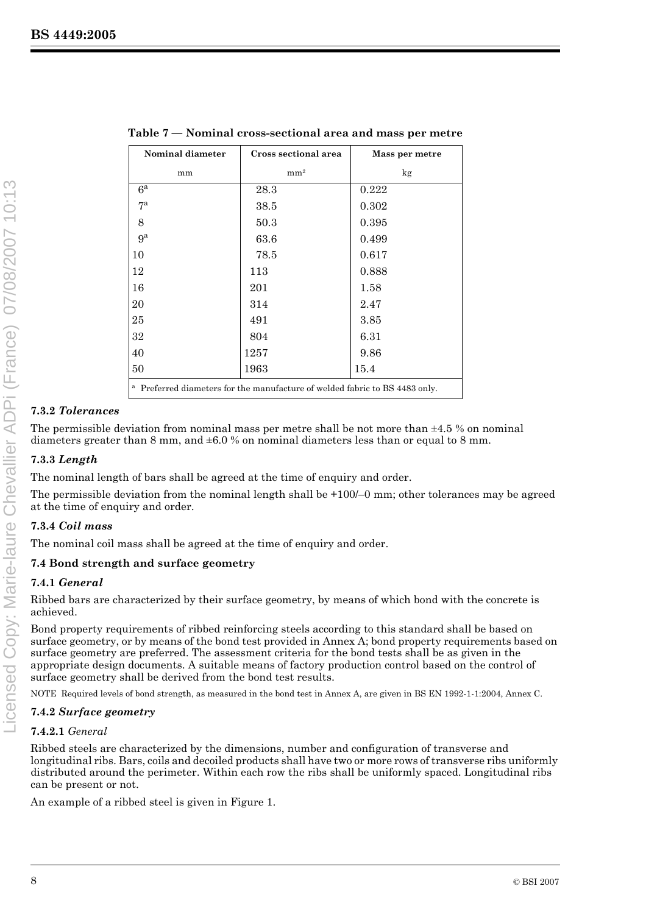**Table 7 — Nominal cross-sectional area and mass per metre**

| Nominal diameter<br>mm | Cross sectional area<br>mm² | Mass per metre<br>kg |
|---|---|---|
| 6[a] | 28.3 | 0.222 |
| 7[a] | 38.5 | 0.302 |
| 8 | 50.3 | 0.395 |
| 9[a] | 63.6 | 0.499 |
| 10 | 78.5 | 0.617 |
| 12 | 113 | 0.888 |
| 16 | 201 | 1.58 |
| 20 | 314 | 2.47 |
| 25 | 491 | 3.85 |
| 32 | 804 | 6.31 |
| 40 | 1257 | 9.86 |
| 50 | 1963 | 15.4 |

[a] Preferred diameters for the manufacture of welded fabric to BS 4483 only.

#### 7.3.2 *Tolerances*

The permissible deviation from nominal mass per metre shall be not more than ±4.5 % on nominal diameters greater than 8 mm, and ±6.0 % on nominal diameters less than or equal to 8 mm.

#### 7.3.3 *Length*

The nominal length of bars shall be agreed at the time of enquiry and order.

The permissible deviation from the nominal length shall be +100/–0 mm; other tolerances may be agreed at the time of enquiry and order.

#### 7.3.4 *Coil mass*

The nominal coil mass shall be agreed at the time of enquiry and order.

### 7.4 Bond strength and surface geometry

#### 7.4.1 *General*

Ribbed bars are characterized by their surface geometry, by means of which bond with the concrete is achieved.

Bond property requirements of ribbed reinforcing steels according to this standard shall be based on surface geometry, or by means of the bond test provided in Annex A; bond property requirements based on surface geometry are preferred. The assessment criteria for the bond tests shall be as given in the appropriate design documents. A suitable means of factory production control based on the control of surface geometry shall be derived from the bond test results.

NOTE Required levels of bond strength, as measured in the bond test in Annex A, are given in BS EN 1992-1-1:2004, Annex C.

#### 7.4.2 *Surface geometry*

**7.4.2.1** *General*

Ribbed steels are characterized by the dimensions, number and configuration of transverse and longitudinal ribs. Bars, coils and decoiled products shall have two or more rows of transverse ribs uniformly distributed around the perimeter. Within each row the ribs shall be uniformly spaced. Longitudinal ribs can be present or not.

An example of a ribbed steel is given in Figure 1.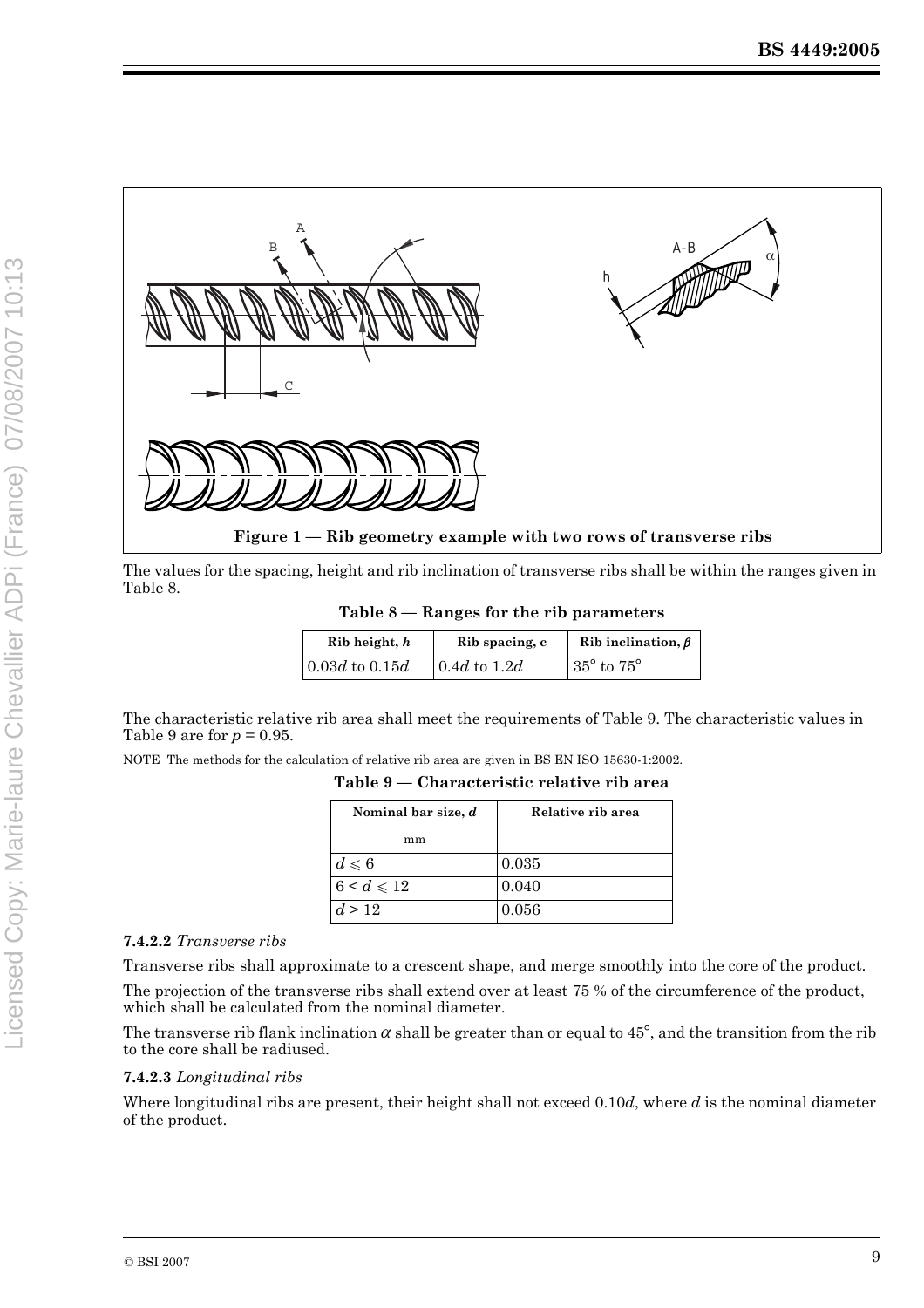Figure 1 — Rib geometry example with two rows of transverse ribs

The values for the spacing, height and rib inclination of transverse ribs shall be within the ranges given in Table 8.

**Table 8 — Ranges for the rib parameters**

| Rib height, $h$ | Rib spacing, c | Rib inclination, $\beta$ |
|---|---|---|
| $0.03d$ to $0.15d$ | $0.4d$ to $1.2d$ | 35° to 75° |

The characteristic relative rib area shall meet the requirements of Table 9. The characteristic values in Table 9 are for $p = 0.95$.

NOTE The methods for the calculation of relative rib area are given in BS EN ISO 15630-1:2002.

**Table 9 — Characteristic relative rib area**

| Nominal bar size, $d$ mm | Relative rib area |
|---|---|
| $d \leqslant 6$ | 0.035 |
| $6 < d \leqslant 12$ | 0.040 |
| $d > 12$ | 0.056 |

**7.4.2.2** *Transverse ribs*

Transverse ribs shall approximate to a crescent shape, and merge smoothly into the core of the product.

The projection of the transverse ribs shall extend over at least 75 % of the circumference of the product, which shall be calculated from the nominal diameter.

The transverse rib flank inclination $\alpha$ shall be greater than or equal to 45°, and the transition from the rib to the core shall be radiused.

**7.4.2.3** *Longitudinal ribs*

Where longitudinal ribs are present, their height shall not exceed $0.10d$, where $d$ is the nominal diameter of the product.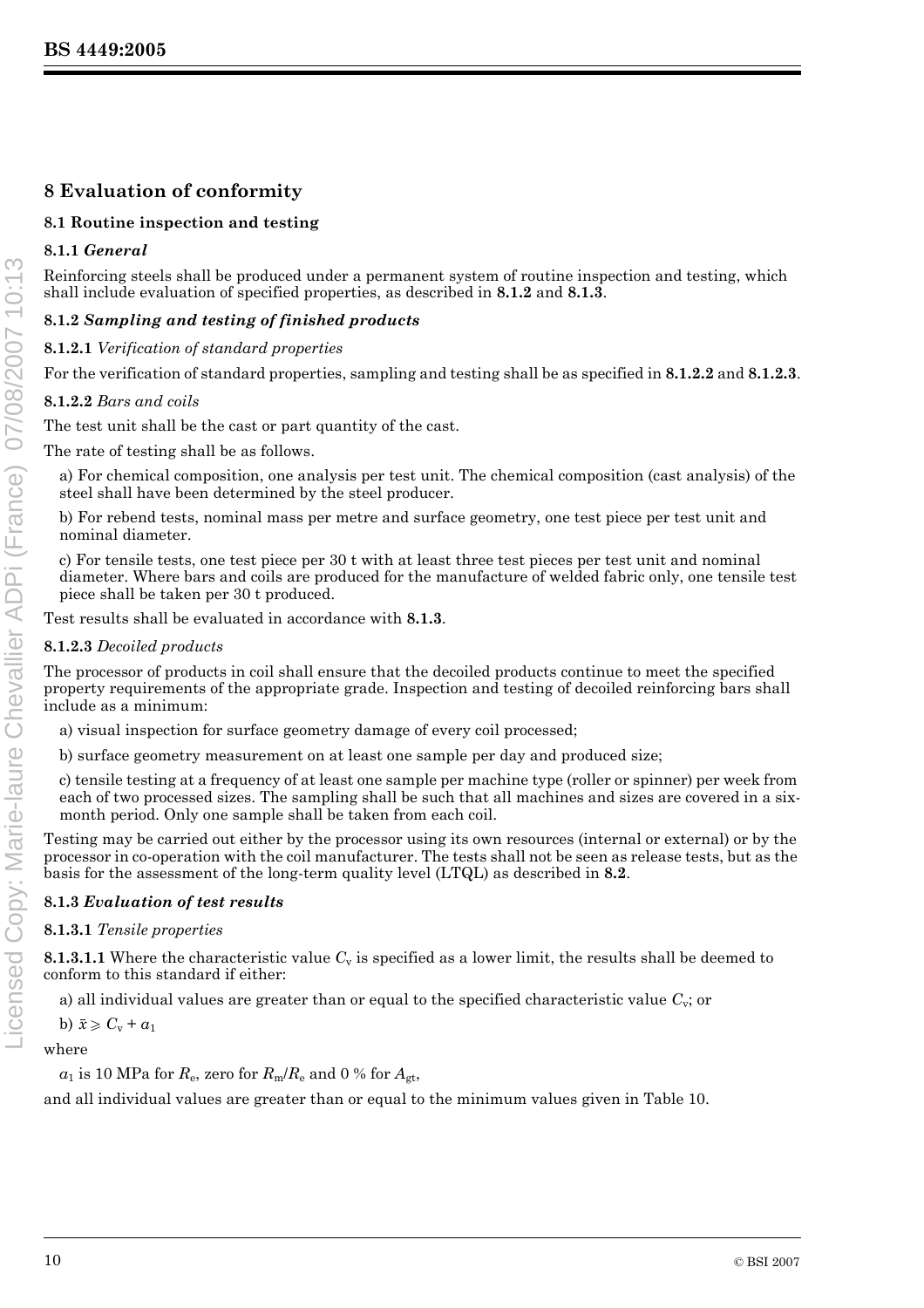## 8 Evaluation of conformity

### 8.1 Routine inspection and testing

#### 8.1.1 *General*

Reinforcing steels shall be produced under a permanent system of routine inspection and testing, which shall include evaluation of specified properties, as described in **8.1.2** and **8.1.3**.

#### 8.1.2 *Sampling and testing of finished products*

**8.1.2.1** *Verification of standard properties*

For the verification of standard properties, sampling and testing shall be as specified in **8.1.2.2** and **8.1.2.3**.

**8.1.2.2** *Bars and coils*

The test unit shall be the cast or part quantity of the cast.

The rate of testing shall be as follows.

a) For chemical composition, one analysis per test unit. The chemical composition (cast analysis) of the steel shall have been determined by the steel producer.

b) For rebend tests, nominal mass per metre and surface geometry, one test piece per test unit and nominal diameter.

c) For tensile tests, one test piece per 30 t with at least three test pieces per test unit and nominal diameter. Where bars and coils are produced for the manufacture of welded fabric only, one tensile test piece shall be taken per 30 t produced.

Test results shall be evaluated in accordance with **8.1.3**.

**8.1.2.3** *Decoiled products*

The processor of products in coil shall ensure that the decoiled products continue to meet the specified property requirements of the appropriate grade. Inspection and testing of decoiled reinforcing bars shall include as a minimum:

a) visual inspection for surface geometry damage of every coil processed;

b) surface geometry measurement on at least one sample per day and produced size;

c) tensile testing at a frequency of at least one sample per machine type (roller or spinner) per week from each of two processed sizes. The sampling shall be such that all machines and sizes are covered in a six-month period. Only one sample shall be taken from each coil.

Testing may be carried out either by the processor using its own resources (internal or external) or by the processor in co-operation with the coil manufacturer. The tests shall not be seen as release tests, but as the basis for the assessment of the long-term quality level (LTQL) as described in **8.2**.

#### 8.1.3 *Evaluation of test results*

**8.1.3.1** *Tensile properties*

**8.1.3.1.1** Where the characteristic value $C_v$ is specified as a lower limit, the results shall be deemed to conform to this standard if either:

a) all individual values are greater than or equal to the specified characteristic value $C_v$; or

b) $\bar{x} \geqslant C_v + a_1$

where

$a_1$ is 10 MPa for $R_e$, zero for $R_m/R_e$ and 0 % for $A_{gt}$,

and all individual values are greater than or equal to the minimum values given in Table 10.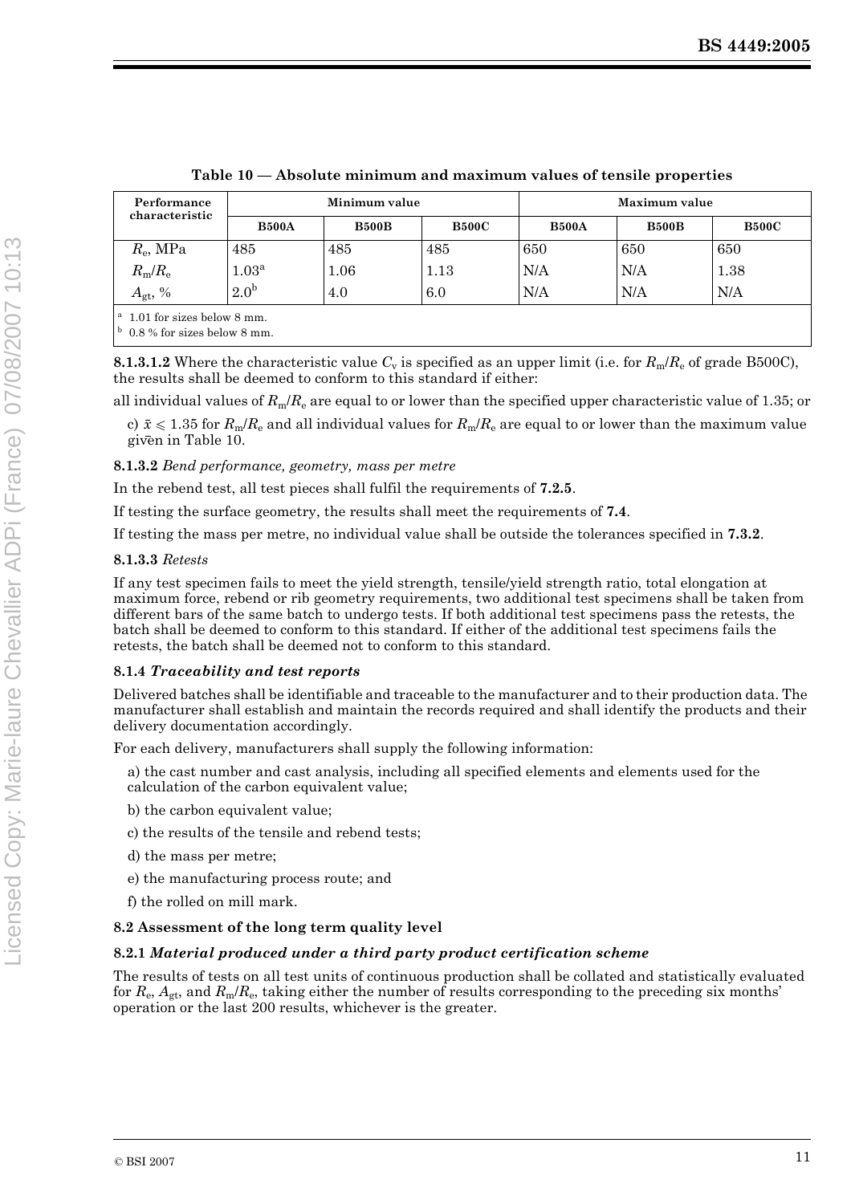**Table 10 — Absolute minimum and maximum values of tensile properties**

| Performance characteristic | Minimum value | | | Maximum value | | |
|---|---|---|---|---|---|---|
| | B500A | B500B | B500C | B500A | B500B | B500C |
| $R_e$, MPa | 485 | 485 | 485 | 650 | 650 | 650 |
| $R_m/R_e$ | 1.03[a] | 1.06 | 1.13 | N/A | N/A | 1.38 |
| $A_{gt}$, % | 2.0[b] | 4.0 | 6.0 | N/A | N/A | N/A |

[a] 1.01 for sizes below 8 mm.
[b] 0.8 % for sizes below 8 mm.

**8.1.3.1.2** Where the characteristic value $C_v$ is specified as an upper limit (i.e. for $R_m/R_e$ of grade B500C), the results shall be deemed to conform to this standard if either:

all individual values of $R_m/R_e$ are equal to or lower than the specified upper characteristic value of 1.35; or

c) $\bar{x} \leqslant 1.35$ for $R_m/R_e$ and all individual values for $R_m/R_e$ are equal to or lower than the maximum value given in Table 10.

**8.1.3.2** *Bend performance, geometry, mass per metre*

In the rebend test, all test pieces shall fulfil the requirements of **7.2.5**.

If testing the surface geometry, the results shall meet the requirements of **7.4**.

If testing the mass per metre, no individual value shall be outside the tolerances specified in **7.3.2**.

**8.1.3.3** *Retests*

If any test specimen fails to meet the yield strength, tensile/yield strength ratio, total elongation at maximum force, rebend or rib geometry requirements, two additional test specimens shall be taken from different bars of the same batch to undergo tests. If both additional test specimens pass the retests, the batch shall be deemed to conform to this standard. If either of the additional test specimens fails the retests, the batch shall be deemed not to conform to this standard.

**8.1.4** ***Traceability and test reports***

Delivered batches shall be identifiable and traceable to the manufacturer and to their production data. The manufacturer shall establish and maintain the records required and shall identify the products and their delivery documentation accordingly.

For each delivery, manufacturers shall supply the following information:

a) the cast number and cast analysis, including all specified elements and elements used for the calculation of the carbon equivalent value;

b) the carbon equivalent value;

c) the results of the tensile and rebend tests;

d) the mass per metre;

e) the manufacturing process route; and

f) the rolled on mill mark.

**8.2 Assessment of the long term quality level**

**8.2.1** ***Material produced under a third party product certification scheme***

The results of tests on all test units of continuous production shall be collated and statistically evaluated for $R_e$, $A_{gt}$, and $R_m/R_e$, taking either the number of results corresponding to the preceding six months' operation or the last 200 results, whichever is the greater.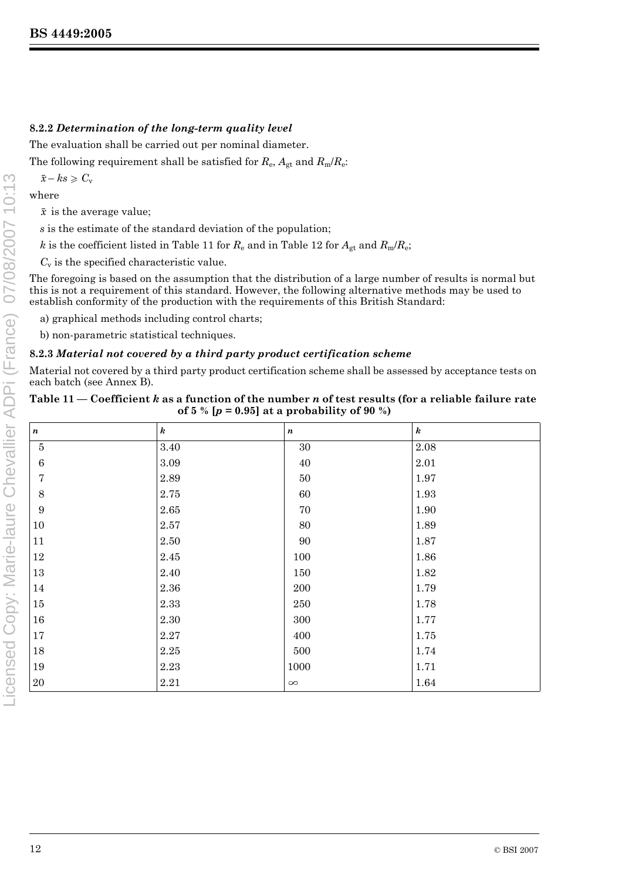### 8.2.2 *Determination of the long-term quality level*

The evaluation shall be carried out per nominal diameter.

The following requirement shall be satisfied for $R_e$, $A_{gt}$ and $R_m/R_e$:

$\bar{x} - ks \geqslant C_v$

where

$\bar{x}$ is the average value;

$s$ is the estimate of the standard deviation of the population;

$k$ is the coefficient listed in Table 11 for $R_e$ and in Table 12 for $A_{gt}$ and $R_m/R_e$;

$C_v$ is the specified characteristic value.

The foregoing is based on the assumption that the distribution of a large number of results is normal but this is not a requirement of this standard. However, the following alternative methods may be used to establish conformity of the production with the requirements of this British Standard:

a) graphical methods including control charts;

b) non-parametric statistical techniques.

### 8.2.3 *Material not covered by a third party product certification scheme*

Material not covered by a third party product certification scheme shall be assessed by acceptance tests on each batch (see Annex B).

**Table 11 — Coefficient *k* as a function of the number *n* of test results (for a reliable failure rate of 5 % [$p$ = 0.95] at a probability of 90 %)**

| *n* | *k* | *n* | *k* |
|---|---|---|---|
| 5 | 3.40 | 30 | 2.08 |
| 6 | 3.09 | 40 | 2.01 |
| 7 | 2.89 | 50 | 1.97 |
| 8 | 2.75 | 60 | 1.93 |
| 9 | 2.65 | 70 | 1.90 |
| 10 | 2.57 | 80 | 1.89 |
| 11 | 2.50 | 90 | 1.87 |
| 12 | 2.45 | 100 | 1.86 |
| 13 | 2.40 | 150 | 1.82 |
| 14 | 2.36 | 200 | 1.79 |
| 15 | 2.33 | 250 | 1.78 |
| 16 | 2.30 | 300 | 1.77 |
| 17 | 2.27 | 400 | 1.75 |
| 18 | 2.25 | 500 | 1.74 |
| 19 | 2.23 | 1000 | 1.71 |
| 20 | 2.21 | $\infty$ | 1.64 |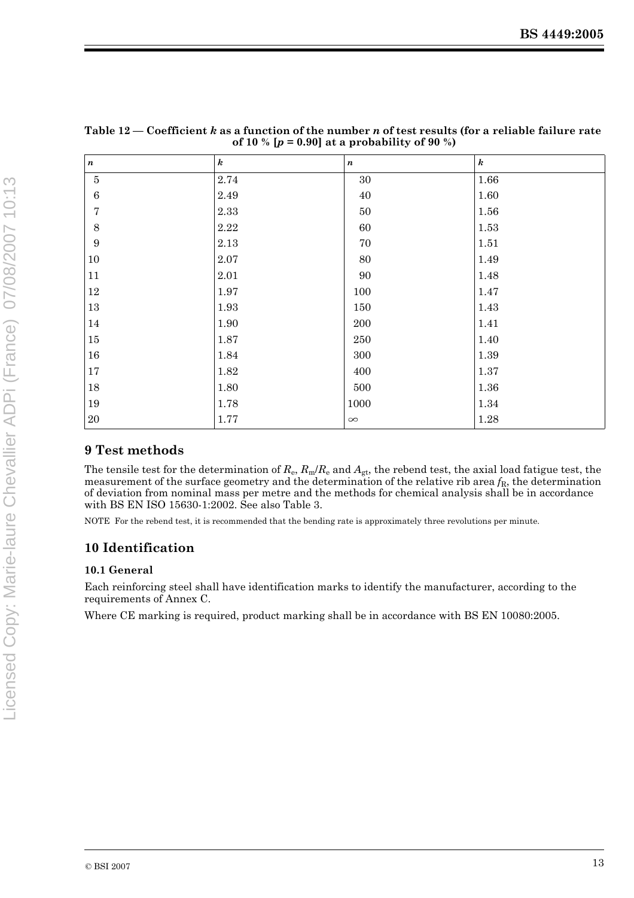**Table 12 — Coefficient *k* as a function of the number *n* of test results (for a reliable failure rate of 10 % [$p = 0.90$] at a probability of 90 %)**

| *n* | *k* | *n* | *k* |
|---|---|---|---|
| 5 | 2.74 | 30 | 1.66 |
| 6 | 2.49 | 40 | 1.60 |
| 7 | 2.33 | 50 | 1.56 |
| 8 | 2.22 | 60 | 1.53 |
| 9 | 2.13 | 70 | 1.51 |
| 10 | 2.07 | 80 | 1.49 |
| 11 | 2.01 | 90 | 1.48 |
| 12 | 1.97 | 100 | 1.47 |
| 13 | 1.93 | 150 | 1.43 |
| 14 | 1.90 | 200 | 1.41 |
| 15 | 1.87 | 250 | 1.40 |
| 16 | 1.84 | 300 | 1.39 |
| 17 | 1.82 | 400 | 1.37 |
| 18 | 1.80 | 500 | 1.36 |
| 19 | 1.78 | 1000 | 1.34 |
| 20 | 1.77 | $\infty$ | 1.28 |

## 9 Test methods

The tensile test for the determination of $R_e$, $R_m/R_e$ and $A_{gt}$, the rebend test, the axial load fatigue test, the measurement of the surface geometry and the determination of the relative rib area $f_R$, the determination of deviation from nominal mass per metre and the methods for chemical analysis shall be in accordance with BS EN ISO 15630-1:2002. See also Table 3.

NOTE For the rebend test, it is recommended that the bending rate is approximately three revolutions per minute.

## 10 Identification

### 10.1 General

Each reinforcing steel shall have identification marks to identify the manufacturer, according to the requirements of Annex C.

Where CE marking is required, product marking shall be in accordance with BS EN 10080:2005.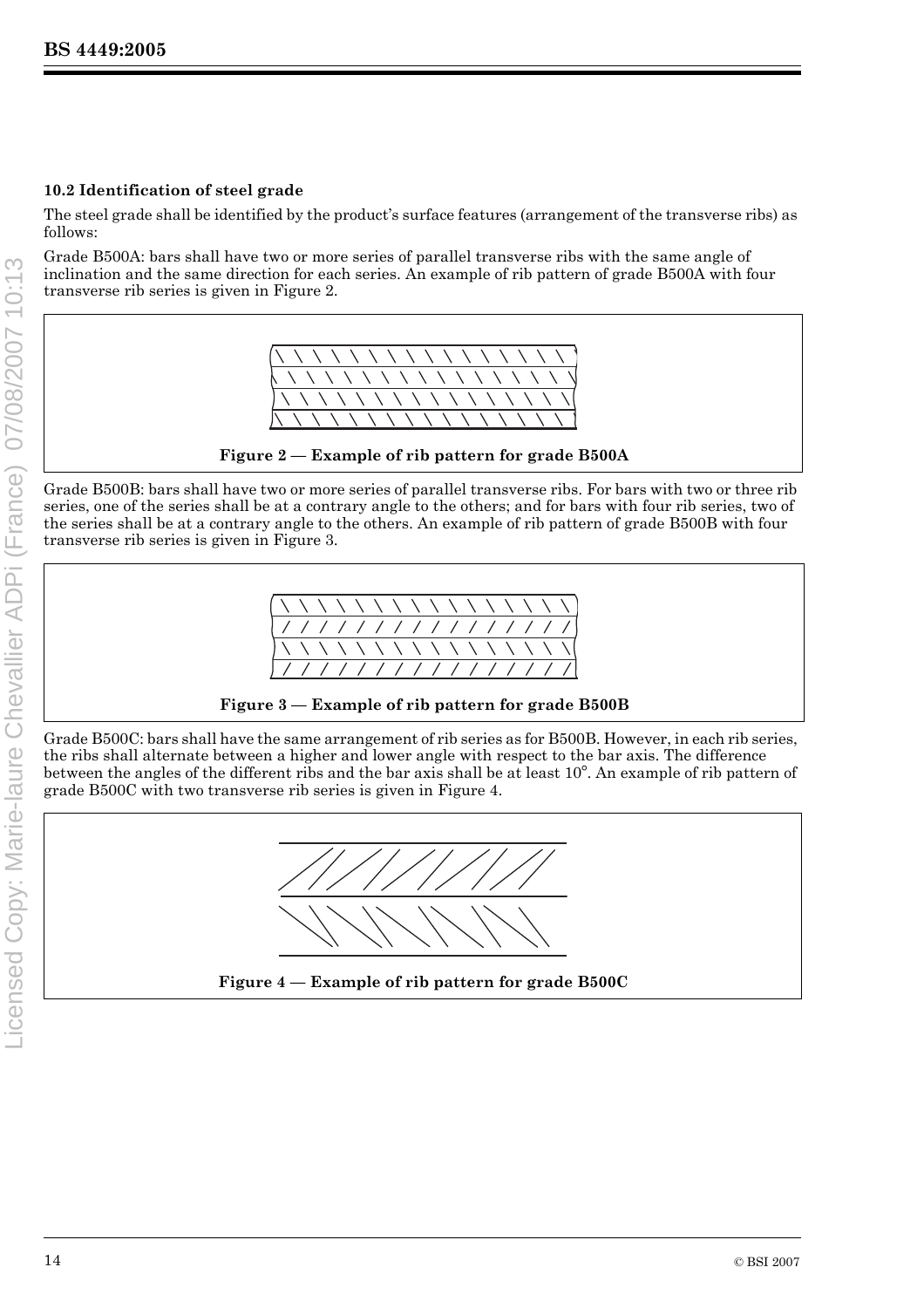### 10.2 Identification of steel grade

The steel grade shall be identified by the product's surface features (arrangement of the transverse ribs) as follows:

Grade B500A: bars shall have two or more series of parallel transverse ribs with the same angle of inclination and the same direction for each series. An example of rib pattern of grade B500A with four transverse rib series is given in Figure 2.

**Figure 2 — Example of rib pattern for grade B500A**

Grade B500B: bars shall have two or more series of parallel transverse ribs. For bars with two or three rib series, one of the series shall be at a contrary angle to the others; and for bars with four rib series, two of the series shall be at a contrary angle to the others. An example of rib pattern of grade B500B with four transverse rib series is given in Figure 3.

**Figure 3 — Example of rib pattern for grade B500B**

Grade B500C: bars shall have the same arrangement of rib series as for B500B. However, in each rib series, the ribs shall alternate between a higher and lower angle with respect to the bar axis. The difference between the angles of the different ribs and the bar axis shall be at least 10°. An example of rib pattern of grade B500C with two transverse rib series is given in Figure 4.

**Figure 4 — Example of rib pattern for grade B500C**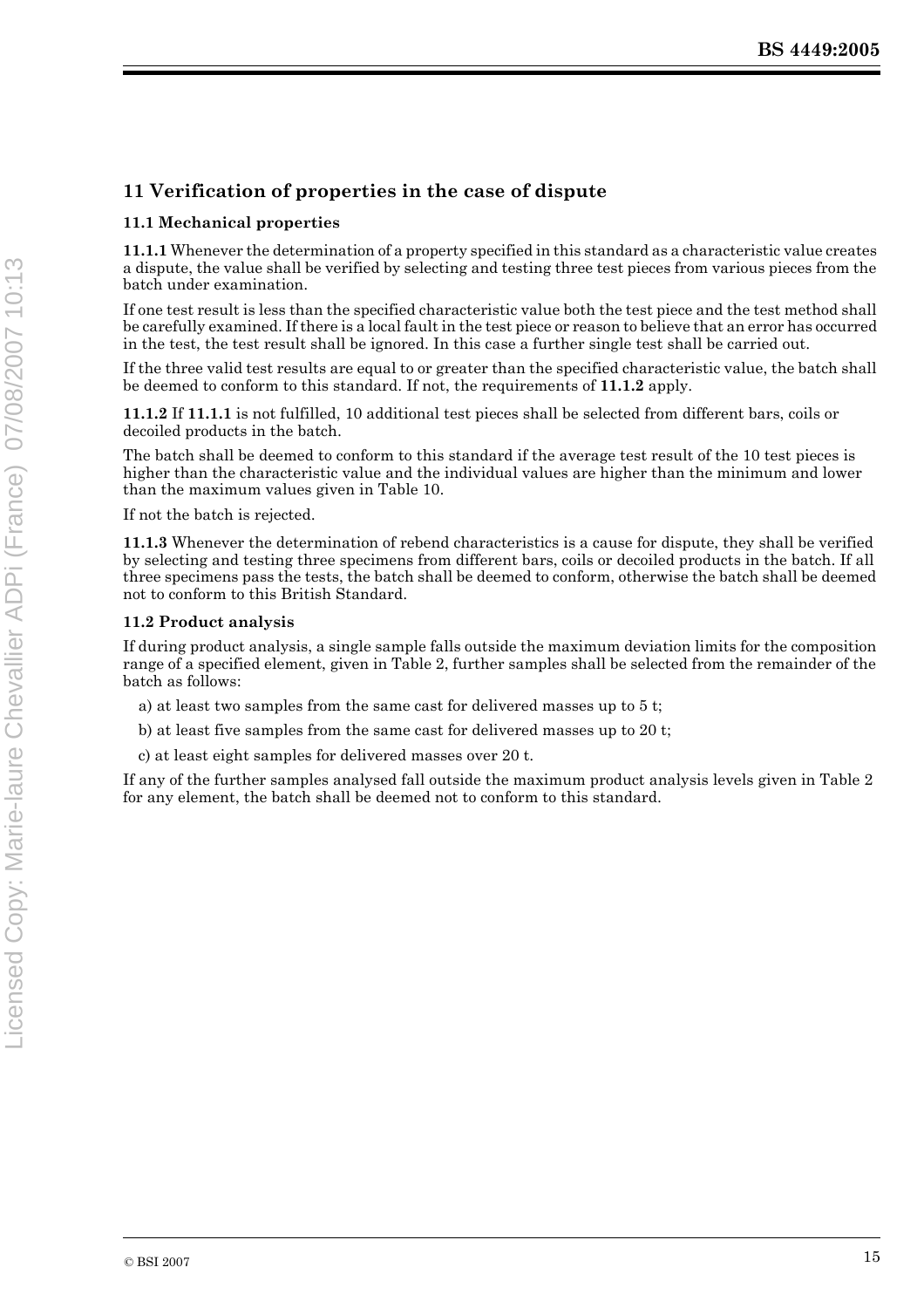## 11 Verification of properties in the case of dispute

### 11.1 Mechanical properties

**11.1.1** Whenever the determination of a property specified in this standard as a characteristic value creates a dispute, the value shall be verified by selecting and testing three test pieces from various pieces from the batch under examination.

If one test result is less than the specified characteristic value both the test piece and the test method shall be carefully examined. If there is a local fault in the test piece or reason to believe that an error has occurred in the test, the test result shall be ignored. In this case a further single test shall be carried out.

If the three valid test results are equal to or greater than the specified characteristic value, the batch shall be deemed to conform to this standard. If not, the requirements of **11.1.2** apply.

**11.1.2** If **11.1.1** is not fulfilled, 10 additional test pieces shall be selected from different bars, coils or decoiled products in the batch.

The batch shall be deemed to conform to this standard if the average test result of the 10 test pieces is higher than the characteristic value and the individual values are higher than the minimum and lower than the maximum values given in Table 10.

If not the batch is rejected.

**11.1.3** Whenever the determination of rebend characteristics is a cause for dispute, they shall be verified by selecting and testing three specimens from different bars, coils or decoiled products in the batch. If all three specimens pass the tests, the batch shall be deemed to conform, otherwise the batch shall be deemed not to conform to this British Standard.

### 11.2 Product analysis

If during product analysis, a single sample falls outside the maximum deviation limits for the composition range of a specified element, given in Table 2, further samples shall be selected from the remainder of the batch as follows:

a) at least two samples from the same cast for delivered masses up to 5 t;

b) at least five samples from the same cast for delivered masses up to 20 t;

c) at least eight samples for delivered masses over 20 t.

If any of the further samples analysed fall outside the maximum product analysis levels given in Table 2 for any element, the batch shall be deemed not to conform to this standard.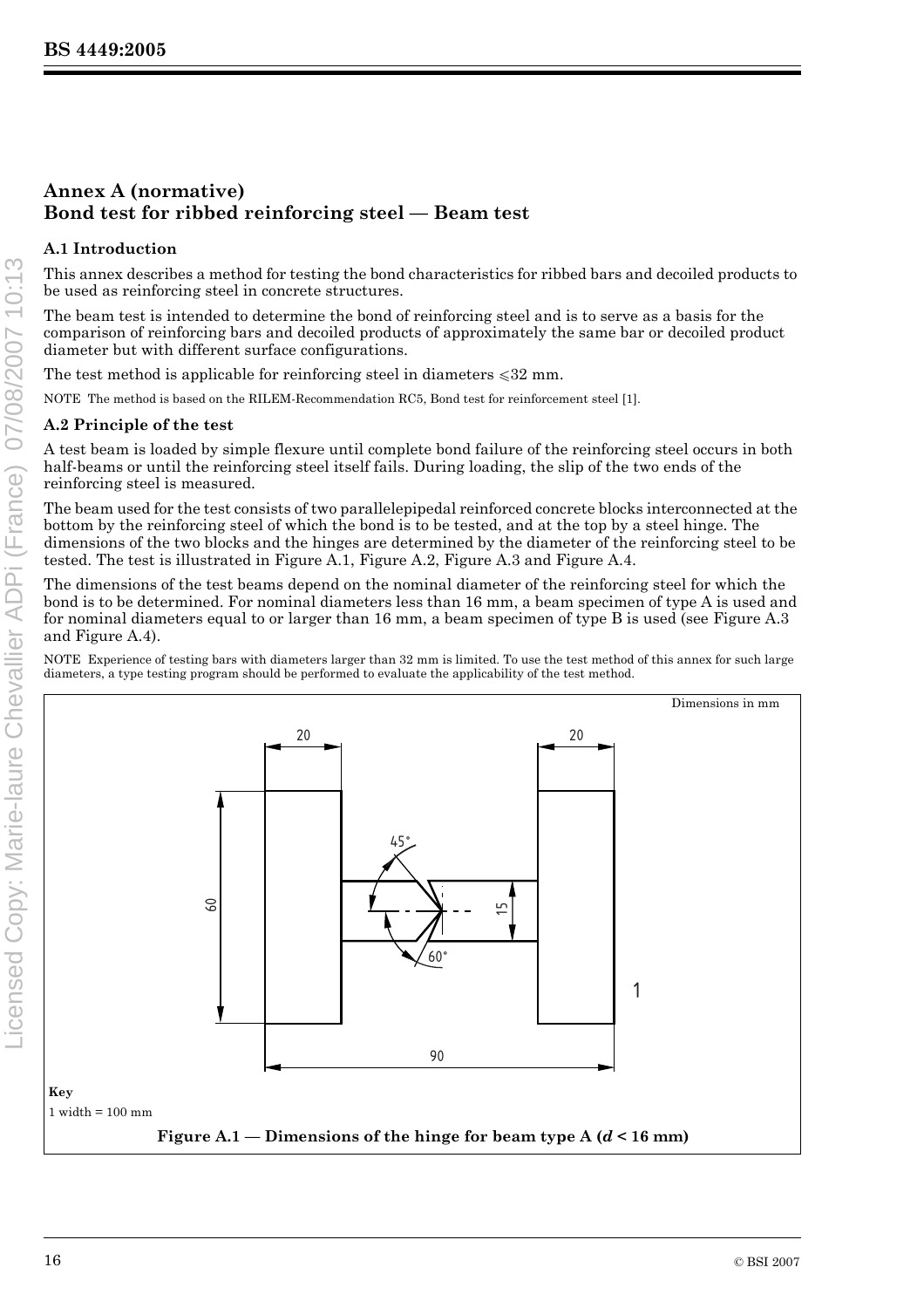## Annex A (normative)
## Bond test for ribbed reinforcing steel — Beam test

### A.1 Introduction

This annex describes a method for testing the bond characteristics for ribbed bars and decoiled products to be used as reinforcing steel in concrete structures.

The beam test is intended to determine the bond of reinforcing steel and is to serve as a basis for the comparison of reinforcing bars and decoiled products of approximately the same bar or decoiled product diameter but with different surface configurations.

The test method is applicable for reinforcing steel in diameters ⩽32 mm.

NOTE The method is based on the RILEM-Recommendation RC5, Bond test for reinforcement steel [1].

### A.2 Principle of the test

A test beam is loaded by simple flexure until complete bond failure of the reinforcing steel occurs in both half-beams or until the reinforcing steel itself fails. During loading, the slip of the two ends of the reinforcing steel is measured.

The beam used for the test consists of two parallelepipedal reinforced concrete blocks interconnected at the bottom by the reinforcing steel of which the bond is to be tested, and at the top by a steel hinge. The dimensions of the two blocks and the hinges are determined by the diameter of the reinforcing steel to be tested. The test is illustrated in Figure A.1, Figure A.2, Figure A.3 and Figure A.4.

The dimensions of the test beams depend on the nominal diameter of the reinforcing steel for which the bond is to be determined. For nominal diameters less than 16 mm, a beam specimen of type A is used and for nominal diameters equal to or larger than 16 mm, a beam specimen of type B is used (see Figure A.3 and Figure A.4).

NOTE Experience of testing bars with diameters larger than 32 mm is limited. To use the test method of this annex for such large diameters, a type testing program should be performed to evaluate the applicability of the test method.

Dimensions in mm

20 20 45° 60 15 60° 1 90

**Key**

1 width = 100 mm

**Figure A.1 — Dimensions of the hinge for beam type A ($d$ < 16 mm)**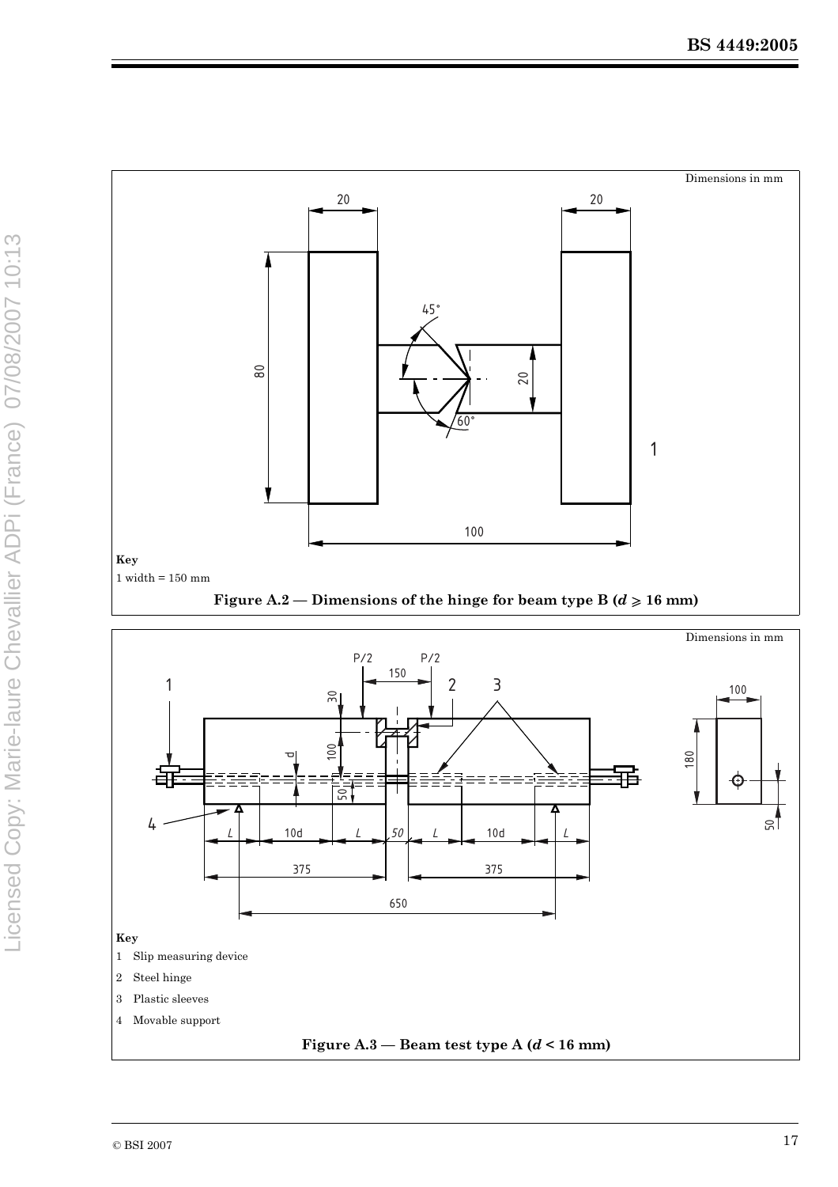Dimensions in mm

**Key**

1 width = 150 mm

**Figure A.2 — Dimensions of the hinge for beam type B ($d \geqslant 16$ mm)**

Dimensions in mm

**Key**

1 Slip measuring device

2 Steel hinge

3 Plastic sleeves

4 Movable support

**Figure A.3 — Beam test type A ($d < 16$ mm)**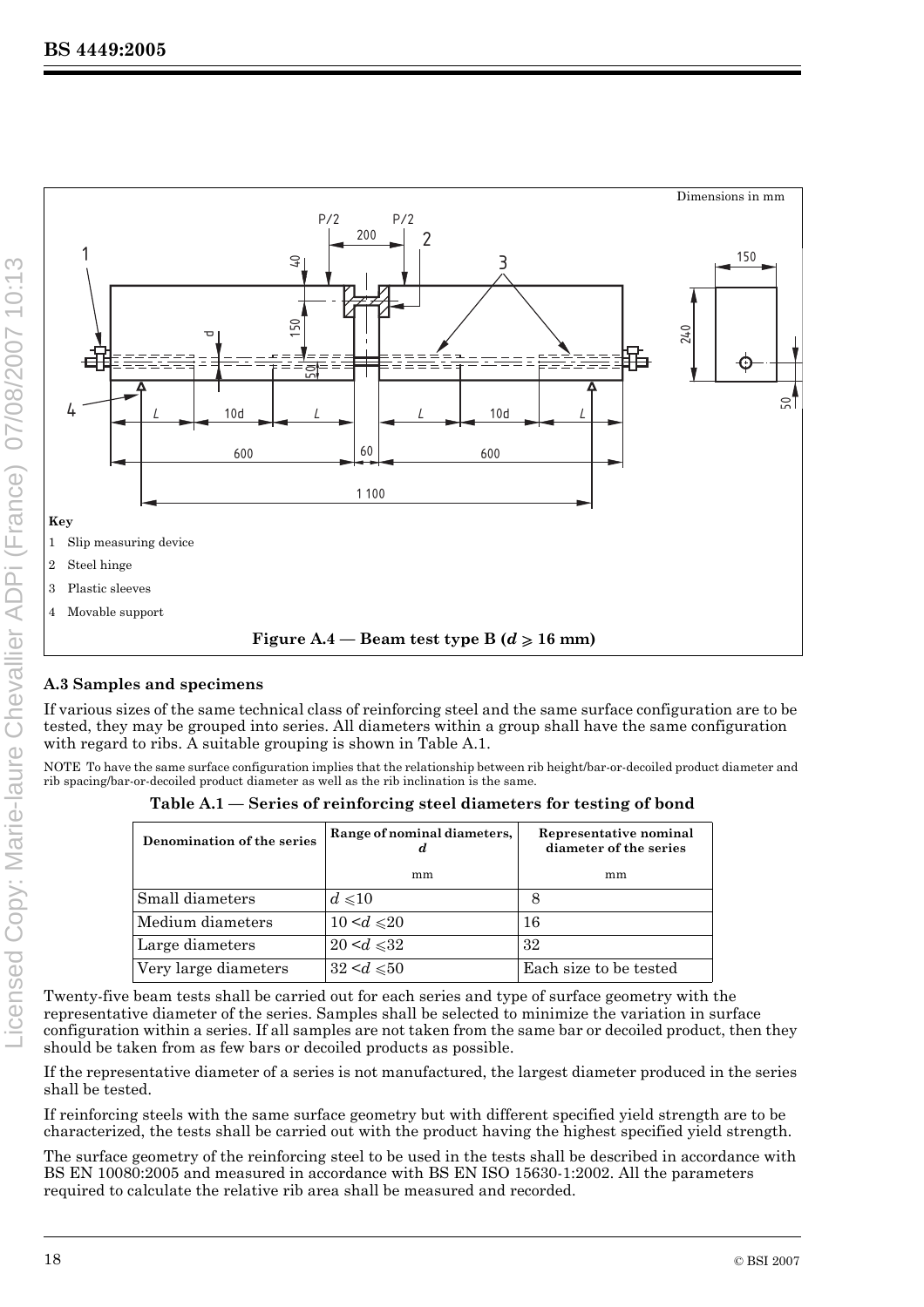Dimensions in mm

**Key**

1 Slip measuring device

2 Steel hinge

3 Plastic sleeves

4 Movable support

**Figure A.4 — Beam test type B ($d \geqslant 16$ mm)**

### A.3 Samples and specimens

If various sizes of the same technical class of reinforcing steel and the same surface configuration are to be tested, they may be grouped into series. All diameters within a group shall have the same configuration with regard to ribs. A suitable grouping is shown in Table A.1.

NOTE To have the same surface configuration implies that the relationship between rib height/bar-or-decoiled product diameter and rib spacing/bar-or-decoiled product diameter as well as the rib inclination is the same.

**Table A.1 — Series of reinforcing steel diameters for testing of bond**

| Denomination of the series | Range of nominal diameters, $d$ mm | Representative nominal diameter of the series mm |
|---|---|---|
| Small diameters | $d \leqslant 10$ | 8 |
| Medium diameters | $10 < d \leqslant 20$ | 16 |
| Large diameters | $20 < d \leqslant 32$ | 32 |
| Very large diameters | $32 < d \leqslant 50$ | Each size to be tested |

Twenty-five beam tests shall be carried out for each series and type of surface geometry with the representative diameter of the series. Samples shall be selected to minimize the variation in surface configuration within a series. If all samples are not taken from the same bar or decoiled product, then they should be taken from as few bars or decoiled products as possible.

If the representative diameter of a series is not manufactured, the largest diameter produced in the series shall be tested.

If reinforcing steels with the same surface geometry but with different specified yield strength are to be characterized, the tests shall be carried out with the product having the highest specified yield strength.

The surface geometry of the reinforcing steel to be used in the tests shall be described in accordance with BS EN 10080:2005 and measured in accordance with BS EN ISO 15630-1:2002. All the parameters required to calculate the relative rib area shall be measured and recorded.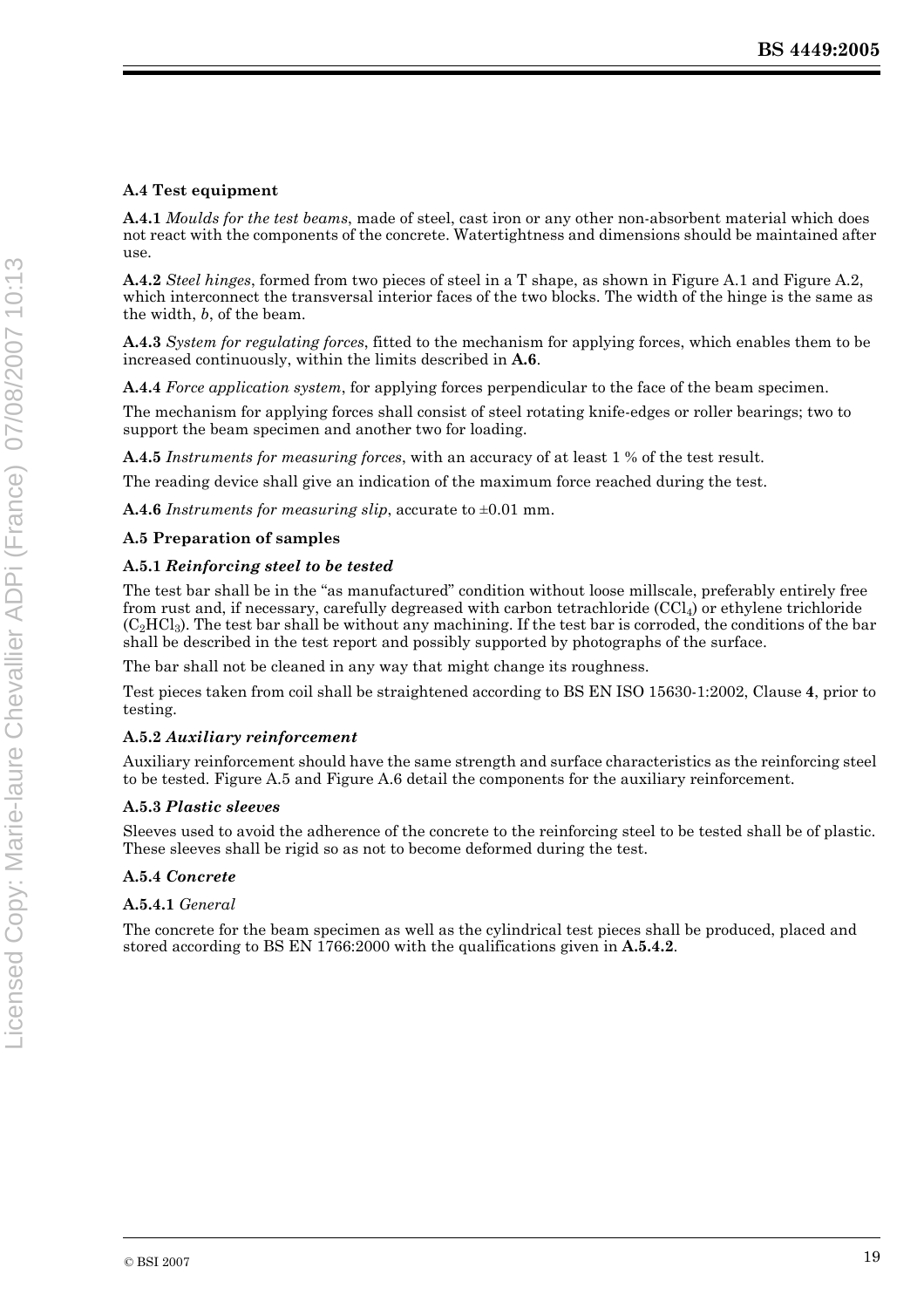### A.4 Test equipment

**A.4.1** *Moulds for the test beams*, made of steel, cast iron or any other non-absorbent material which does not react with the components of the concrete. Watertightness and dimensions should be maintained after use.

**A.4.2** *Steel hinges*, formed from two pieces of steel in a T shape, as shown in Figure A.1 and Figure A.2, which interconnect the transversal interior faces of the two blocks. The width of the hinge is the same as the width, *b*, of the beam.

**A.4.3** *System for regulating forces*, fitted to the mechanism for applying forces, which enables them to be increased continuously, within the limits described in **A.6**.

**A.4.4** *Force application system*, for applying forces perpendicular to the face of the beam specimen.

The mechanism for applying forces shall consist of steel rotating knife-edges or roller bearings; two to support the beam specimen and another two for loading.

**A.4.5** *Instruments for measuring forces*, with an accuracy of at least 1 % of the test result.

The reading device shall give an indication of the maximum force reached during the test.

**A.4.6** *Instruments for measuring slip*, accurate to ±0.01 mm.

### A.5 Preparation of samples

#### A.5.1 *Reinforcing steel to be tested*

The test bar shall be in the "as manufactured" condition without loose millscale, preferably entirely free from rust and, if necessary, carefully degreased with carbon tetrachloride ($CCl_4$) or ethylene trichloride ($C_2HCl_3$). The test bar shall be without any machining. If the test bar is corroded, the conditions of the bar shall be described in the test report and possibly supported by photographs of the surface.

The bar shall not be cleaned in any way that might change its roughness.

Test pieces taken from coil shall be straightened according to BS EN ISO 15630-1:2002, Clause **4**, prior to testing.

#### A.5.2 *Auxiliary reinforcement*

Auxiliary reinforcement should have the same strength and surface characteristics as the reinforcing steel to be tested. Figure A.5 and Figure A.6 detail the components for the auxiliary reinforcement.

#### A.5.3 *Plastic sleeves*

Sleeves used to avoid the adherence of the concrete to the reinforcing steel to be tested shall be of plastic. These sleeves shall be rigid so as not to become deformed during the test.

#### A.5.4 *Concrete*

**A.5.4.1** *General*

The concrete for the beam specimen as well as the cylindrical test pieces shall be produced, placed and stored according to BS EN 1766:2000 with the qualifications given in **A.5.4.2**.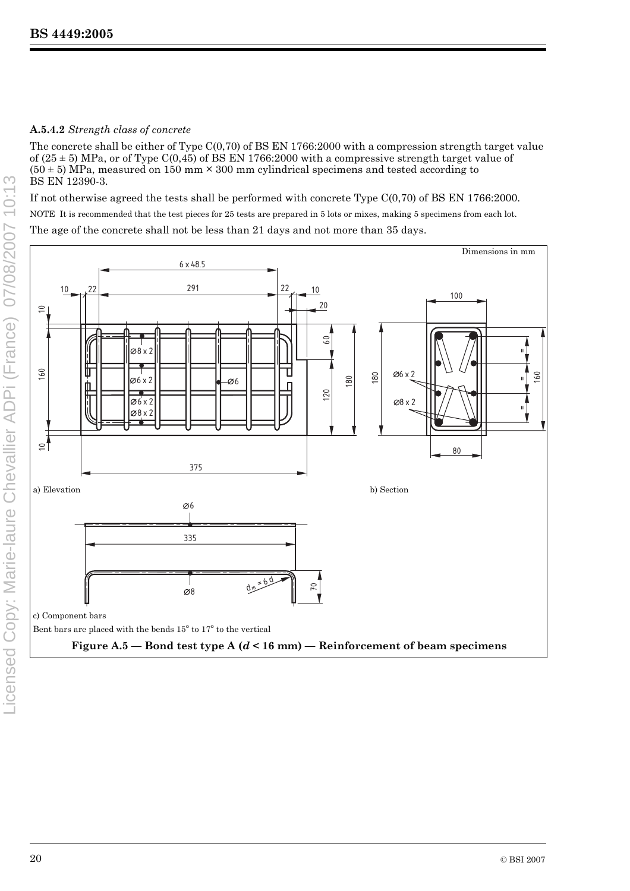**A.5.4.2** *Strength class of concrete*

The concrete shall be either of Type C(0,70) of BS EN 1766:2000 with a compression strength target value of (25 ± 5) MPa, or of Type C(0,45) of BS EN 1766:2000 with a compressive strength target value of (50 ± 5) MPa, measured on 150 mm × 300 mm cylindrical specimens and tested according to BS EN 12390-3.

If not otherwise agreed the tests shall be performed with concrete Type C(0,70) of BS EN 1766:2000.

NOTE It is recommended that the test pieces for 25 tests are prepared in 5 lots or mixes, making 5 specimens from each lot.

The age of the concrete shall not be less than 21 days and not more than 35 days.

Dimensions in mm

a) Elevation

b) Section

c) Component bars

Bent bars are placed with the bends 15° to 17° to the vertical

**Figure A.5 — Bond test type A ($d$ < 16 mm) — Reinforcement of beam specimens**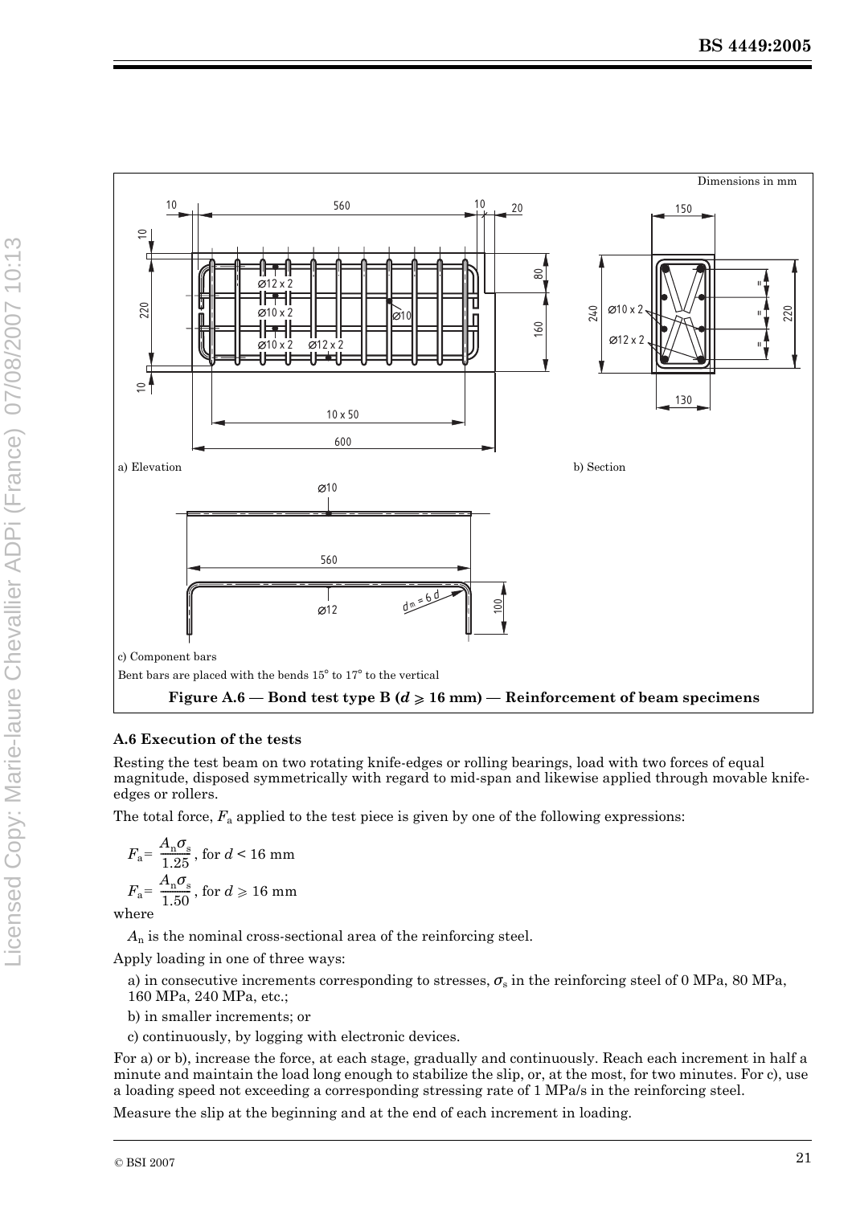Dimensions in mm

a) Elevation

b) Section

c) Component bars

Bent bars are placed with the bends 15° to 17° to the vertical

**Figure A.6 — Bond test type B ($d \geqslant 16$ mm) — Reinforcement of beam specimens**

### A.6 Execution of the tests

Resting the test beam on two rotating knife-edges or rolling bearings, load with two forces of equal magnitude, disposed symmetrically with regard to mid-span and likewise applied through movable knife-edges or rollers.

The total force, $F_a$ applied to the test piece is given by one of the following expressions:

$$F_a = \frac{A_n \sigma_s}{1.25}, \text{ for } d < 16 \text{ mm}$$

$$F_a = \frac{A_n \sigma_s}{1.50}, \text{ for } d \geqslant 16 \text{ mm}$$

where

$A_n$ is the nominal cross-sectional area of the reinforcing steel.

Apply loading in one of three ways:

a) in consecutive increments corresponding to stresses, $\sigma_s$ in the reinforcing steel of 0 MPa, 80 MPa, 160 MPa, 240 MPa, etc.;

b) in smaller increments; or

c) continuously, by logging with electronic devices.

For a) or b), increase the force, at each stage, gradually and continuously. Reach each increment in half a minute and maintain the load long enough to stabilize the slip, or, at the most, for two minutes. For c), use a loading speed not exceeding a corresponding stressing rate of 1 MPa/s in the reinforcing steel.

Measure the slip at the beginning and at the end of each increment in loading.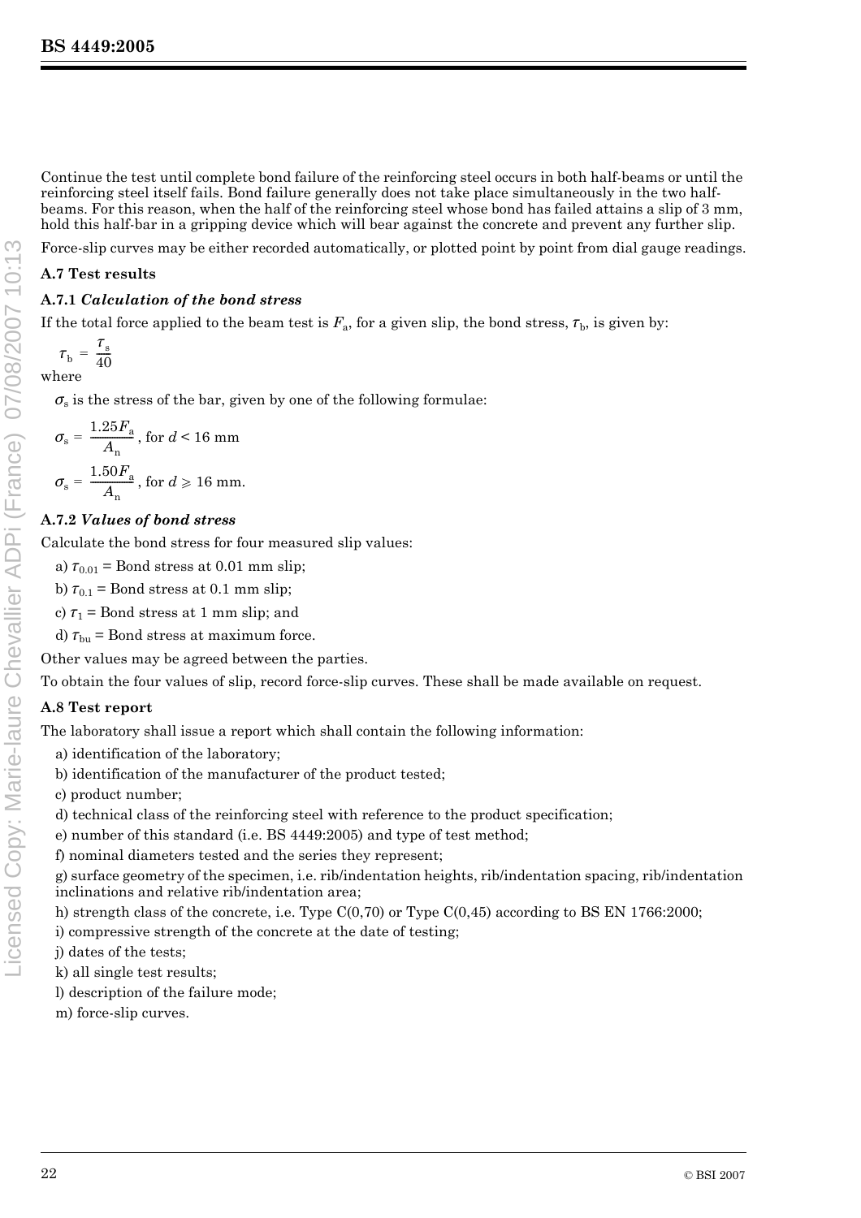Continue the test until complete bond failure of the reinforcing steel occurs in both half-beams or until the reinforcing steel itself fails. Bond failure generally does not take place simultaneously in the two half-beams. For this reason, when the half of the reinforcing steel whose bond has failed attains a slip of 3 mm, hold this half-bar in a gripping device which will bear against the concrete and prevent any further slip.

Force-slip curves may be either recorded automatically, or plotted point by point from dial gauge readings.

### A.7 Test results

#### A.7.1 *Calculation of the bond stress*

If the total force applied to the beam test is $F_a$, for a given slip, the bond stress, $\tau_b$, is given by:

$$\tau_b = \frac{\tau_s}{40}$$

where

$\sigma_s$ is the stress of the bar, given by one of the following formulae:

$$\sigma_s = \frac{1.25F_a}{A_n}, \text{ for } d < 16 \text{ mm}$$

$$\sigma_s = \frac{1.50F_a}{A_n}, \text{ for } d \geqslant 16 \text{ mm.}$$

#### A.7.2 *Values of bond stress*

Calculate the bond stress for four measured slip values:

a) $\tau_{0.01}$ = Bond stress at 0.01 mm slip;

b) $\tau_{0.1}$ = Bond stress at 0.1 mm slip;

c) $\tau_1$ = Bond stress at 1 mm slip; and

d) $\tau_{bu}$ = Bond stress at maximum force.

Other values may be agreed between the parties.

To obtain the four values of slip, record force-slip curves. These shall be made available on request.

### A.8 Test report

The laboratory shall issue a report which shall contain the following information:

a) identification of the laboratory;

b) identification of the manufacturer of the product tested;

c) product number;

d) technical class of the reinforcing steel with reference to the product specification;

e) number of this standard (i.e. BS 4449:2005) and type of test method;

f) nominal diameters tested and the series they represent;

g) surface geometry of the specimen, i.e. rib/indentation heights, rib/indentation spacing, rib/indentation inclinations and relative rib/indentation area;

h) strength class of the concrete, i.e. Type C(0,70) or Type C(0,45) according to BS EN 1766:2000;

i) compressive strength of the concrete at the date of testing;

j) dates of the tests;

k) all single test results;

l) description of the failure mode;

m) force-slip curves.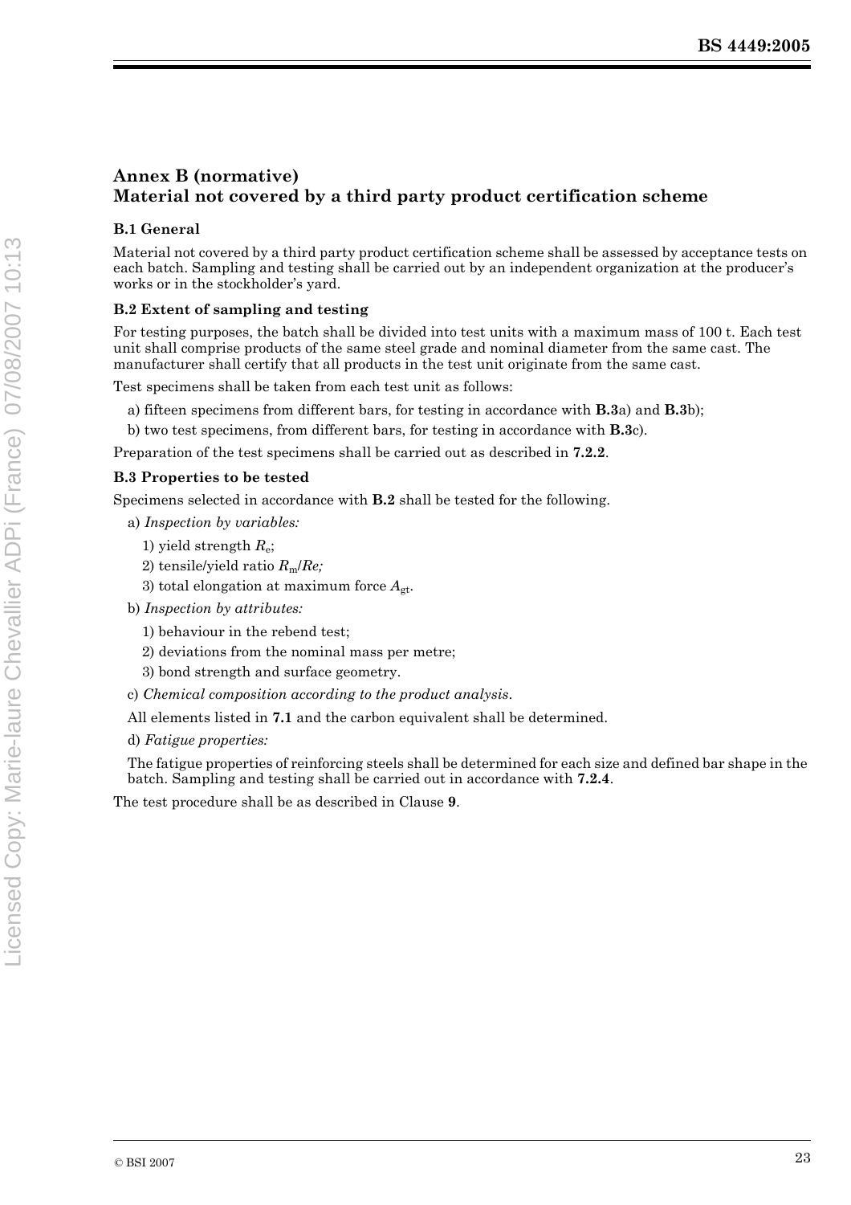## Annex B (normative)
## Material not covered by a third party product certification scheme

### B.1 General

Material not covered by a third party product certification scheme shall be assessed by acceptance tests on each batch. Sampling and testing shall be carried out by an independent organization at the producer's works or in the stockholder's yard.

### B.2 Extent of sampling and testing

For testing purposes, the batch shall be divided into test units with a maximum mass of 100 t. Each test unit shall comprise products of the same steel grade and nominal diameter from the same cast. The manufacturer shall certify that all products in the test unit originate from the same cast.

Test specimens shall be taken from each test unit as follows:

a) fifteen specimens from different bars, for testing in accordance with **B.3**a) and **B.3**b);

b) two test specimens, from different bars, for testing in accordance with **B.3**c).

Preparation of the test specimens shall be carried out as described in **7.2.2**.

### B.3 Properties to be tested

Specimens selected in accordance with **B.2** shall be tested for the following.

a) *Inspection by variables:*

1) yield strength $R_e$;

2) tensile/yield ratio $R_m/Re$;

3) total elongation at maximum force $A_{gt}$.

b) *Inspection by attributes:*

1) behaviour in the rebend test;

2) deviations from the nominal mass per metre;

3) bond strength and surface geometry.

c) *Chemical composition according to the product analysis.*

All elements listed in **7.1** and the carbon equivalent shall be determined.

d) *Fatigue properties:*

The fatigue properties of reinforcing steels shall be determined for each size and defined bar shape in the batch. Sampling and testing shall be carried out in accordance with **7.2.4**.

The test procedure shall be as described in Clause **9**.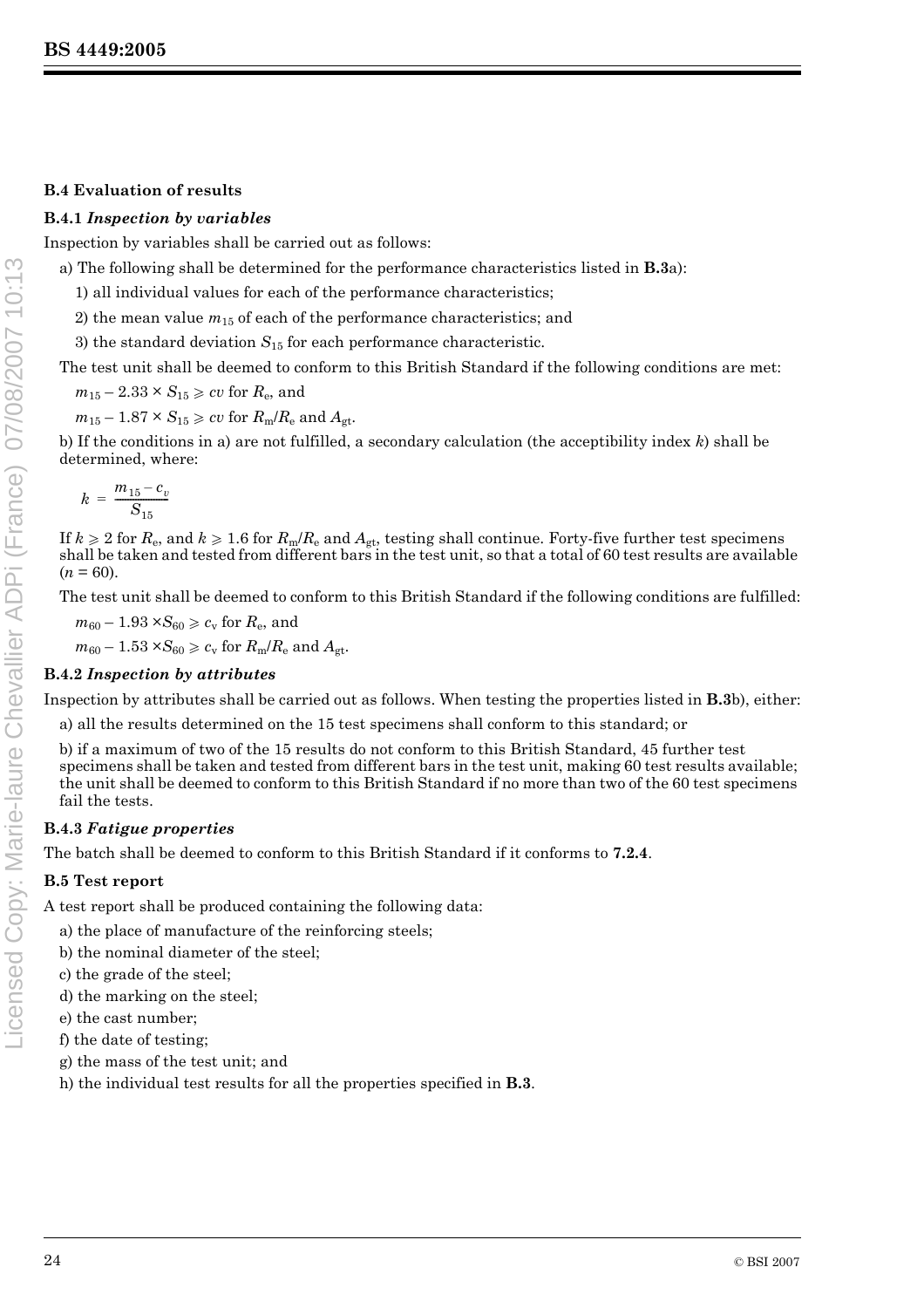### B.4 Evaluation of results

#### B.4.1 *Inspection by variables*

Inspection by variables shall be carried out as follows:

a) The following shall be determined for the performance characteristics listed in **B.3**a):

1) all individual values for each of the performance characteristics;

2) the mean value $m_{15}$ of each of the performance characteristics; and

3) the standard deviation $S_{15}$ for each performance characteristic.

The test unit shall be deemed to conform to this British Standard if the following conditions are met:

$m_{15} - 2.33 \times S_{15} \geqslant cv$ for $R_e$, and

$m_{15} - 1.87 \times S_{15} \geqslant cv$ for $R_m/R_e$ and $A_{gt}$.

b) If the conditions in a) are not fulfilled, a secondary calculation (the acceptibility index $k$) shall be determined, where:

$$k = \frac{m_{15} - c_v}{S_{15}}$$

If $k \geqslant 2$ for $R_e$, and $k \geqslant 1.6$ for $R_m/R_e$ and $A_{gt}$, testing shall continue. Forty-five further test specimens shall be taken and tested from different bars in the test unit, so that a total of 60 test results are available ($n = 60$).

The test unit shall be deemed to conform to this British Standard if the following conditions are fulfilled:

$m_{60} - 1.93 \times S_{60} \geqslant c_v$ for $R_e$, and

$m_{60} - 1.53 \times S_{60} \geqslant c_v$ for $R_m/R_e$ and $A_{gt}$.

#### B.4.2 *Inspection by attributes*

Inspection by attributes shall be carried out as follows. When testing the properties listed in **B.3**b), either:

a) all the results determined on the 15 test specimens shall conform to this standard; or

b) if a maximum of two of the 15 results do not conform to this British Standard, 45 further test specimens shall be taken and tested from different bars in the test unit, making 60 test results available; the unit shall be deemed to conform to this British Standard if no more than two of the 60 test specimens fail the tests.

#### B.4.3 *Fatigue properties*

The batch shall be deemed to conform to this British Standard if it conforms to **7.2.4**.

### B.5 Test report

A test report shall be produced containing the following data:

a) the place of manufacture of the reinforcing steels;

b) the nominal diameter of the steel;

c) the grade of the steel;

d) the marking on the steel;

e) the cast number;

f) the date of testing;

g) the mass of the test unit; and

h) the individual test results for all the properties specified in **B.3**.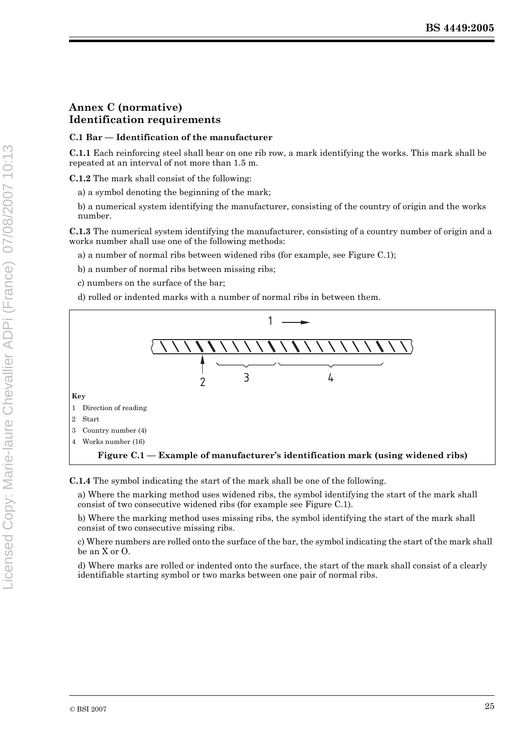## Annex C (normative) Identification requirements

### C.1 Bar — Identification of the manufacturer

**C.1.1** Each reinforcing steel shall bear on one rib row, a mark identifying the works. This mark shall be repeated at an interval of not more than 1.5 m.

**C.1.2** The mark shall consist of the following:

a) a symbol denoting the beginning of the mark;

b) a numerical system identifying the manufacturer, consisting of the country of origin and the works number.

**C.1.3** The numerical system identifying the manufacturer, consisting of a country number of origin and a works number shall use one of the following methods:

a) a number of normal ribs between widened ribs (for example, see Figure C.1);

b) a number of normal ribs between missing ribs;

c) numbers on the surface of the bar;

d) rolled or indented marks with a number of normal ribs in between them.

**Key**

1 Direction of reading

2 Start

3 Country number (4)

4 Works number (16)

**Figure C.1 — Example of manufacturer's identification mark (using widened ribs)**

**C.1.4** The symbol indicating the start of the mark shall be one of the following.

a) Where the marking method uses widened ribs, the symbol identifying the start of the mark shall consist of two consecutive widened ribs (for example see Figure C.1).

b) Where the marking method uses missing ribs, the symbol identifying the start of the mark shall consist of two consecutive missing ribs.

c) Where numbers are rolled onto the surface of the bar, the symbol indicating the start of the mark shall be an X or O.

d) Where marks are rolled or indented onto the surface, the start of the mark shall consist of a clearly identifiable starting symbol or two marks between one pair of normal ribs.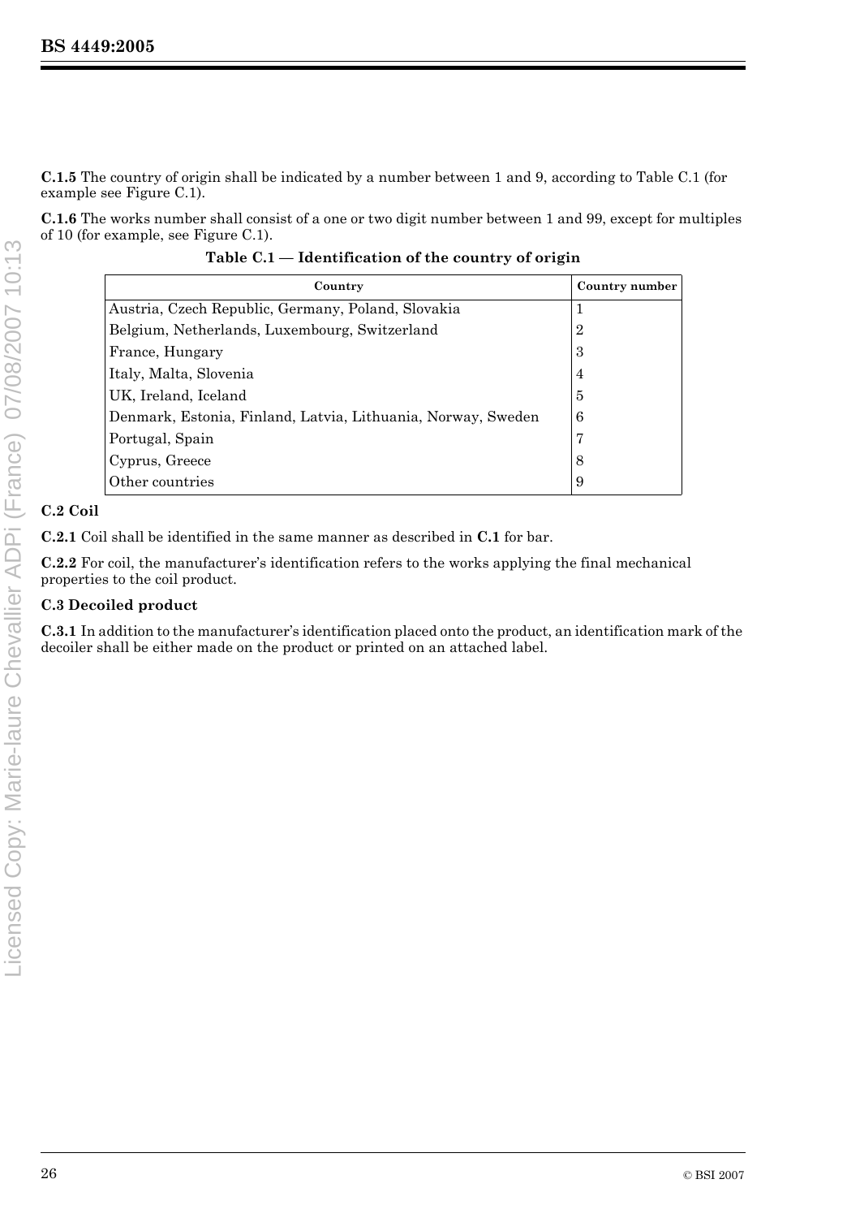**C.1.5** The country of origin shall be indicated by a number between 1 and 9, according to Table C.1 (for example see Figure C.1).

**C.1.6** The works number shall consist of a one or two digit number between 1 and 99, except for multiples of 10 (for example, see Figure C.1).

**Table C.1 — Identification of the country of origin**

| Country | Country number |
|---|---|
| Austria, Czech Republic, Germany, Poland, Slovakia | 1 |
| Belgium, Netherlands, Luxembourg, Switzerland | 2 |
| France, Hungary | 3 |
| Italy, Malta, Slovenia | 4 |
| UK, Ireland, Iceland | 5 |
| Denmark, Estonia, Finland, Latvia, Lithuania, Norway, Sweden | 6 |
| Portugal, Spain | 7 |
| Cyprus, Greece | 8 |
| Other countries | 9 |

## C.2 Coil

**C.2.1** Coil shall be identified in the same manner as described in **C.1** for bar.

**C.2.2** For coil, the manufacturer's identification refers to the works applying the final mechanical properties to the coil product.

## C.3 Decoiled product

**C.3.1** In addition to the manufacturer's identification placed onto the product, an identification mark of the decoiler shall be either made on the product or printed on an attached label.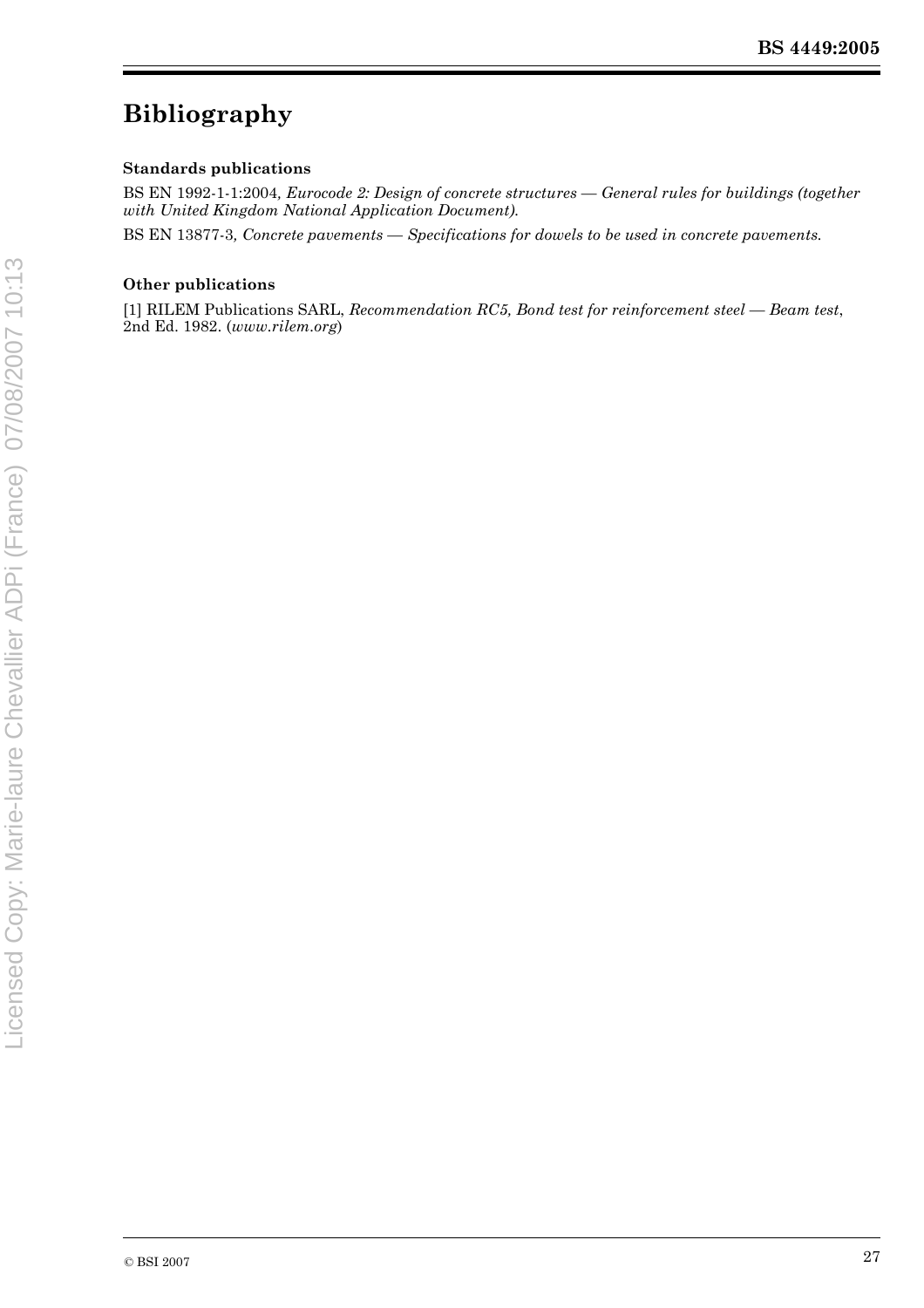# Bibliography

### Standards publications

BS EN 1992-1-1:2004, *Eurocode 2: Design of concrete structures — General rules for buildings (together with United Kingdom National Application Document).*

BS EN 13877-3, *Concrete pavements — Specifications for dowels to be used in concrete pavements.*

### Other publications

[1] RILEM Publications SARL, *Recommendation RC5, Bond test for reinforcement steel — Beam test*, 2nd Ed. 1982. (*www.rilem.org*)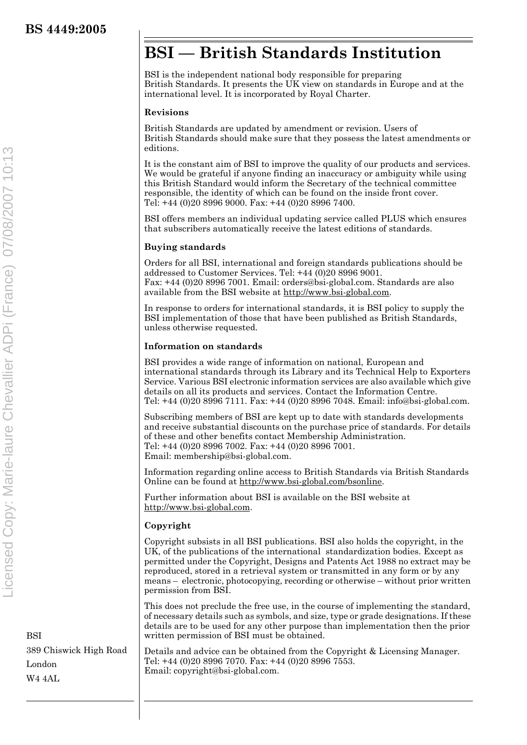# BSI — British Standards Institution

BSI is the independent national body responsible for preparing British Standards. It presents the UK view on standards in Europe and at the international level. It is incorporated by Royal Charter.

### Revisions

British Standards are updated by amendment or revision. Users of British Standards should make sure that they possess the latest amendments or editions.

It is the constant aim of BSI to improve the quality of our products and services. We would be grateful if anyone finding an inaccuracy or ambiguity while using this British Standard would inform the Secretary of the technical committee responsible, the identity of which can be found on the inside front cover. Tel: +44 (0)20 8996 9000. Fax: +44 (0)20 8996 7400.

BSI offers members an individual updating service called PLUS which ensures that subscribers automatically receive the latest editions of standards.

### Buying standards

Orders for all BSI, international and foreign standards publications should be addressed to Customer Services. Tel: +44 (0)20 8996 9001. Fax: +44 (0)20 8996 7001. Email: orders@bsi-global.com. Standards are also available from the BSI website at http://www.bsi-global.com.

In response to orders for international standards, it is BSI policy to supply the BSI implementation of those that have been published as British Standards, unless otherwise requested.

### Information on standards

BSI provides a wide range of information on national, European and international standards through its Library and its Technical Help to Exporters Service. Various BSI electronic information services are also available which give details on all its products and services. Contact the Information Centre. Tel: +44 (0)20 8996 7111. Fax: +44 (0)20 8996 7048. Email: info@bsi-global.com.

Subscribing members of BSI are kept up to date with standards developments and receive substantial discounts on the purchase price of standards. For details of these and other benefits contact Membership Administration. Tel: +44 (0)20 8996 7002. Fax: +44 (0)20 8996 7001. Email: membership@bsi-global.com.

Information regarding online access to British Standards via British Standards Online can be found at http://www.bsi-global.com/bsonline.

Further information about BSI is available on the BSI website at http://www.bsi-global.com.

### Copyright

Copyright subsists in all BSI publications. BSI also holds the copyright, in the UK, of the publications of the international standardization bodies. Except as permitted under the Copyright, Designs and Patents Act 1988 no extract may be reproduced, stored in a retrieval system or transmitted in any form or by any means – electronic, photocopying, recording or otherwise – without prior written permission from BSI.

This does not preclude the free use, in the course of implementing the standard, of necessary details such as symbols, and size, type or grade designations. If these details are to be used for any other purpose than implementation then the prior written permission of BSI must be obtained.

Details and advice can be obtained from the Copyright & Licensing Manager. Tel: +44 (0)20 8996 7070. Fax: +44 (0)20 8996 7553. Email: copyright@bsi-global.com.

BSI
389 Chiswick High Road
London
W4 4AL